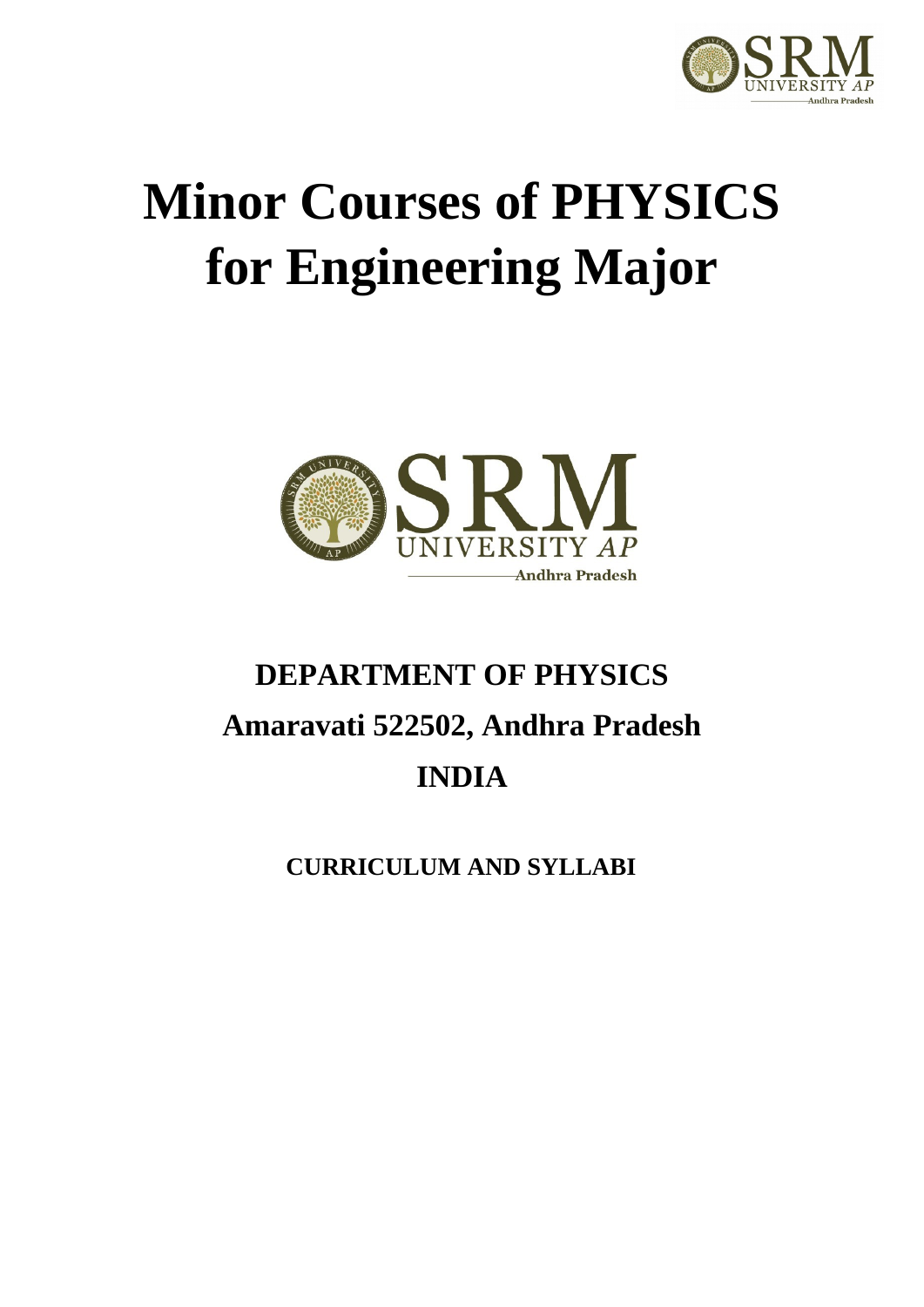# Minor Courses of PHYSICS for Engineering Major

## DEPARTMENT OF PHYSICS

## Amaravati 522502, Andhra Pradesh

## INDIA

**CURRICULUM AND SYLLABI**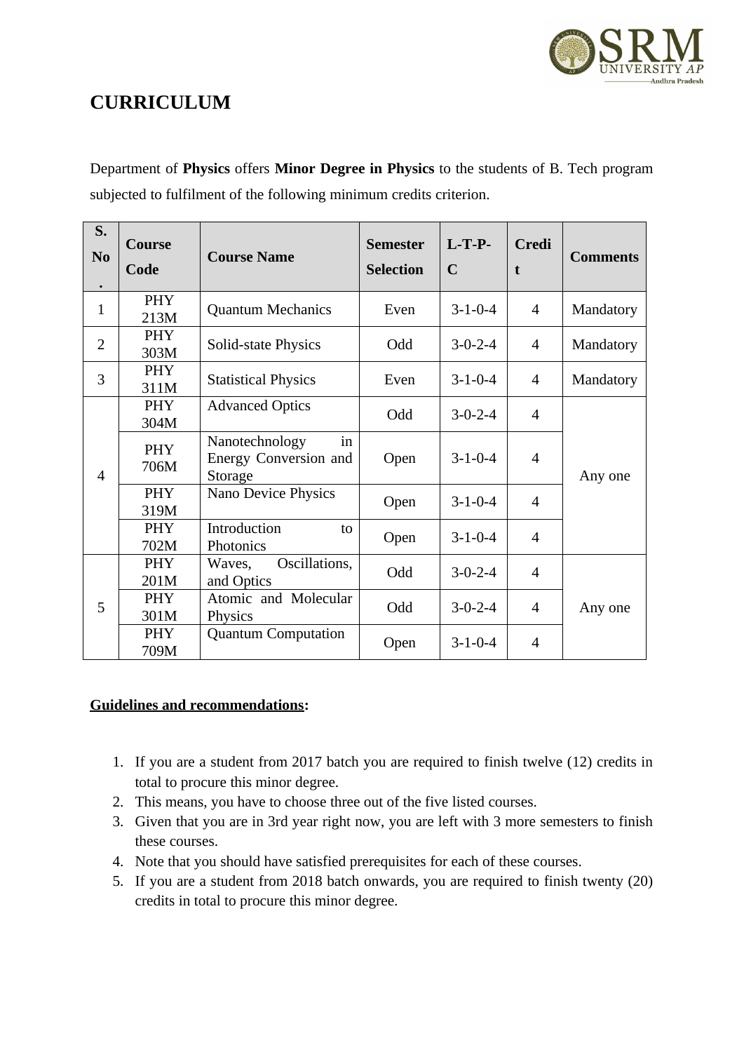# CURRICULUM

Department of **Physics** offers **Minor Degree in Physics** to the students of B. Tech program subjected to fulfilment of the following minimum credits criterion.

| S. No. | Course Code | Course Name | Semester Selection | L-T-P-C | Credit | Comments |
|---|---|---|---|---|---|---|
| 1 | PHY 213M | Quantum Mechanics | Even | 3-1-0-4 | 4 | Mandatory |
| 2 | PHY 303M | Solid-state Physics | Odd | 3-0-2-4 | 4 | Mandatory |
| 3 | PHY 311M | Statistical Physics | Even | 3-1-0-4 | 4 | Mandatory |
| 4 | PHY 304M | Advanced Optics | Odd | 3-0-2-4 | 4 | Any one |
| | PHY 706M | Nanotechnology in Energy Conversion and Storage | Open | 3-1-0-4 | 4 | |
| | PHY 319M | Nano Device Physics | Open | 3-1-0-4 | 4 | |
| | PHY 702M | Introduction to Photonics | Open | 3-1-0-4 | 4 | |
| 5 | PHY 201M | Waves, Oscillations, and Optics | Odd | 3-0-2-4 | 4 | Any one |
| | PHY 301M | Atomic and Molecular Physics | Odd | 3-0-2-4 | 4 | |
| | PHY 709M | Quantum Computation | Open | 3-1-0-4 | 4 | |

**Guidelines and recommendations:**

1. If you are a student from 2017 batch you are required to finish twelve (12) credits in total to procure this minor degree.
2. This means, you have to choose three out of the five listed courses.
3. Given that you are in 3rd year right now, you are left with 3 more semesters to finish these courses.
4. Note that you should have satisfied prerequisites for each of these courses.
5. If you are a student from 2018 batch onwards, you are required to finish twenty (20) credits in total to procure this minor degree.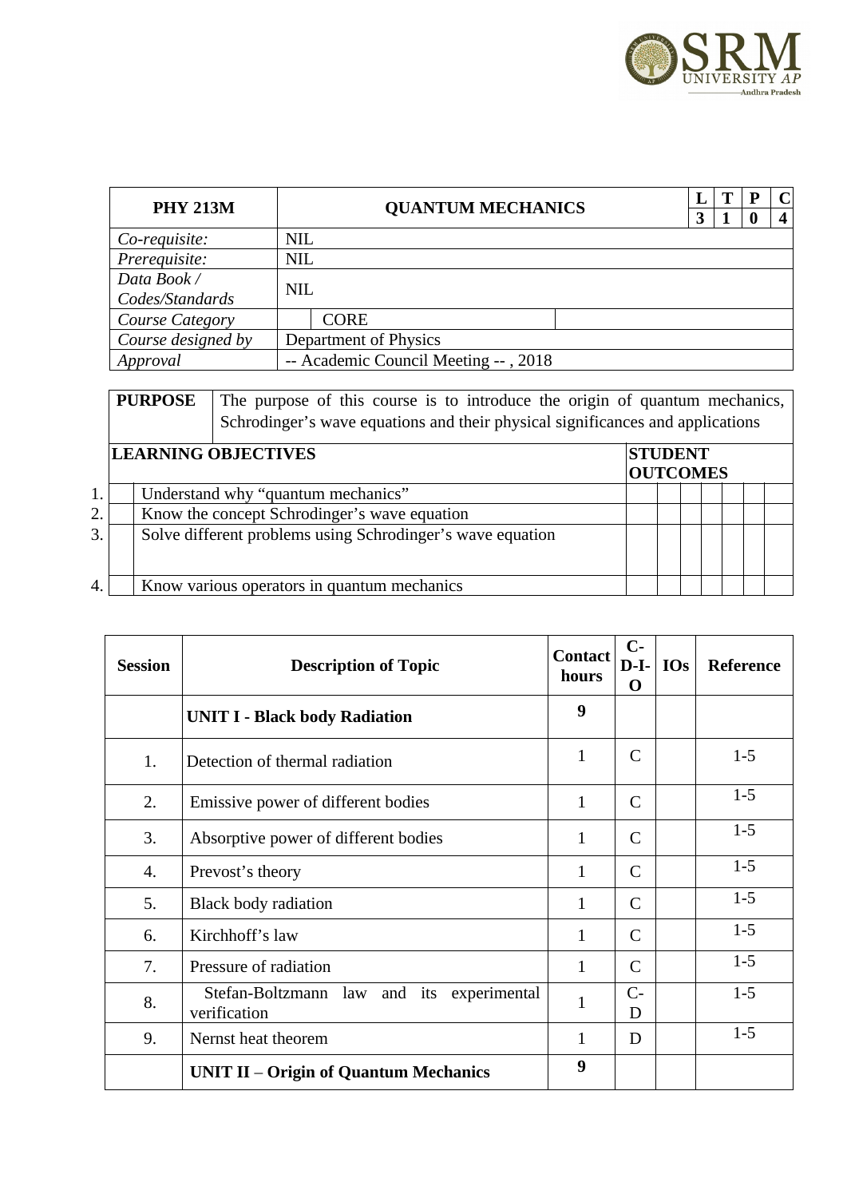| PHY 213M | QUANTUM MECHANICS | L | T | P | C |
|---|---|---|---|---|---|
| | | 3 | 1 | 0 | 4 |
| *Co-requisite:* | NIL | | | | |
| *Prerequisite:* | NIL | | | | |
| *Data Book / Codes/Standards* | NIL | | | | |
| *Course Category* | CORE | | | | |
| *Course designed by* | Department of Physics | | | | |
| *Approval* | -- Academic Council Meeting -- , 2018 | | | | |

| **PURPOSE** | The purpose of this course is to introduce the origin of quantum mechanics, Schrodinger's wave equations and their physical significances and applications |
|---|---|

| | **LEARNING OBJECTIVES** | **STUDENT OUTCOMES** | | | | | | |
|---|---|---|---|---|---|---|---|---|
| 1. | Understand why "quantum mechanics" | | | | | | | |
| 2. | Know the concept Schrodinger's wave equation | | | | | | | |
| 3. | Solve different problems using Schrodinger's wave equation | | | | | | | |
| 4. | Know various operators in quantum mechanics | | | | | | | |

| Session | Description of Topic | Contact hours | C-D-I-O | IOs | Reference |
|---|---|---|---|---|---|
| | **UNIT I - Black body Radiation** | 9 | | | |
| 1. | Detection of thermal radiation | 1 | C | | 1-5 |
| 2. | Emissive power of different bodies | 1 | C | | 1-5 |
| 3. | Absorptive power of different bodies | 1 | C | | 1-5 |
| 4. | Prevost's theory | 1 | C | | 1-5 |
| 5. | Black body radiation | 1 | C | | 1-5 |
| 6. | Kirchhoff's law | 1 | C | | 1-5 |
| 7. | Pressure of radiation | 1 | C | | 1-5 |
| 8. | Stefan-Boltzmann law and its experimental verification | 1 | C-D | | 1-5 |
| 9. | Nernst heat theorem | 1 | D | | 1-5 |
| | **UNIT II – Origin of Quantum Mechanics** | 9 | | | |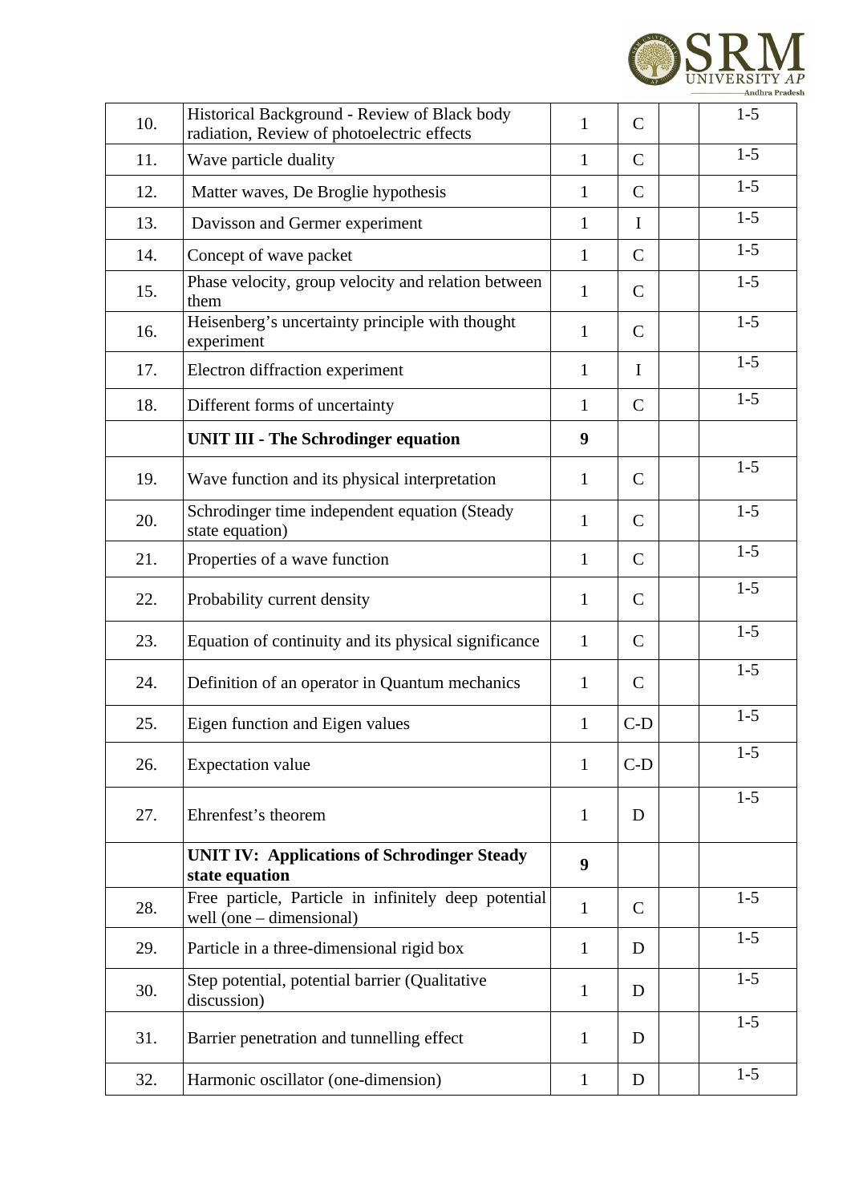| 10. | Historical Background - Review of Black body radiation, Review of photoelectric effects | 1 | C | | 1-5 |
|---|---|---|---|---|---|
| 11. | Wave particle duality | 1 | C | | 1-5 |
| 12. | Matter waves, De Broglie hypothesis | 1 | C | | 1-5 |
| 13. | Davisson and Germer experiment | 1 | I | | 1-5 |
| 14. | Concept of wave packet | 1 | C | | 1-5 |
| 15. | Phase velocity, group velocity and relation between them | 1 | C | | 1-5 |
| 16. | Heisenberg's uncertainty principle with thought experiment | 1 | C | | 1-5 |
| 17. | Electron diffraction experiment | 1 | I | | 1-5 |
| 18. | Different forms of uncertainty | 1 | C | | 1-5 |
| | **UNIT III - The Schrodinger equation** | **9** | | | |
| 19. | Wave function and its physical interpretation | 1 | C | | 1-5 |
| 20. | Schrodinger time independent equation (Steady state equation) | 1 | C | | 1-5 |
| 21. | Properties of a wave function | 1 | C | | 1-5 |
| 22. | Probability current density | 1 | C | | 1-5 |
| 23. | Equation of continuity and its physical significance | 1 | C | | 1-5 |
| 24. | Definition of an operator in Quantum mechanics | 1 | C | | 1-5 |
| 25. | Eigen function and Eigen values | 1 | C-D | | 1-5 |
| 26. | Expectation value | 1 | C-D | | 1-5 |
| 27. | Ehrenfest's theorem | 1 | D | | 1-5 |
| | **UNIT IV: Applications of Schrodinger Steady state equation** | **9** | | | |
| 28. | Free particle, Particle in infinitely deep potential well (one – dimensional) | 1 | C | | 1-5 |
| 29. | Particle in a three-dimensional rigid box | 1 | D | | 1-5 |
| 30. | Step potential, potential barrier (Qualitative discussion) | 1 | D | | 1-5 |
| 31. | Barrier penetration and tunnelling effect | 1 | D | | 1-5 |
| 32. | Harmonic oscillator (one-dimension) | 1 | D | | 1-5 |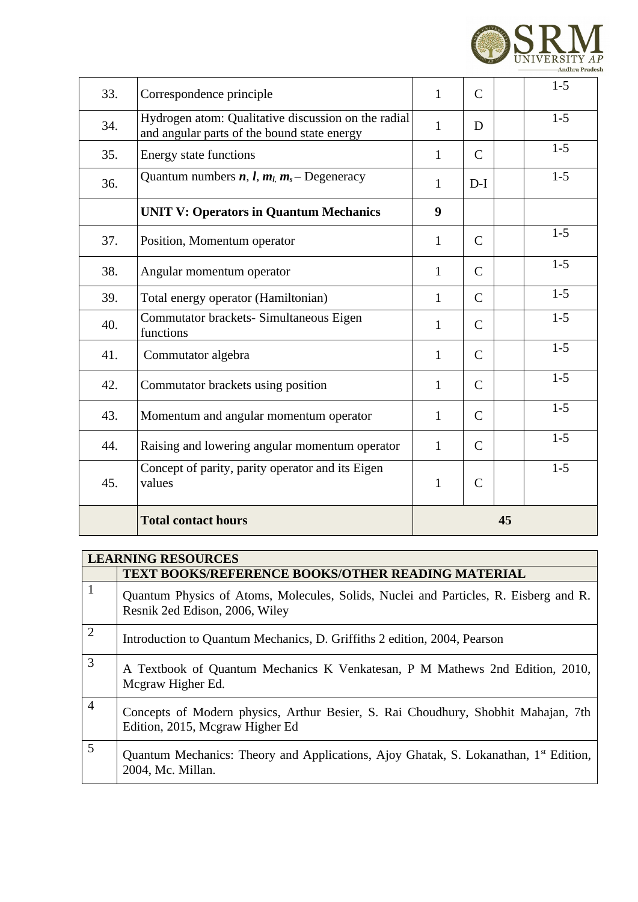| | | | | | |
|---|---|---|---|---|---|
| 33. | Correspondence principle | 1 | C | | 1-5 |
| 34. | Hydrogen atom: Qualitative discussion on the radial and angular parts of the bound state energy | 1 | D | | 1-5 |
| 35. | Energy state functions | 1 | C | | 1-5 |
| 36. | Quantum numbers ***n***, ***l***, $m_l$, $m_s$ – Degeneracy | 1 | D-I | | 1-5 |
| | **UNIT V: Operators in Quantum Mechanics** | **9** | | | |
| 37. | Position, Momentum operator | 1 | C | | 1-5 |
| 38. | Angular momentum operator | 1 | C | | 1-5 |
| 39. | Total energy operator (Hamiltonian) | 1 | C | | 1-5 |
| 40. | Commutator brackets- Simultaneous Eigen functions | 1 | C | | 1-5 |
| 41. | Commutator algebra | 1 | C | | 1-5 |
| 42. | Commutator brackets using position | 1 | C | | 1-5 |
| 43. | Momentum and angular momentum operator | 1 | C | | 1-5 |
| 44. | Raising and lowering angular momentum operator | 1 | C | | 1-5 |
| 45. | Concept of parity, parity operator and its Eigen values | 1 | C | | 1-5 |
| | **Total contact hours** | | | **45** | |

| **LEARNING RESOURCES** | |
|---|---|
| | **TEXT BOOKS/REFERENCE BOOKS/OTHER READING MATERIAL** |
| 1 | Quantum Physics of Atoms, Molecules, Solids, Nuclei and Particles, R. Eisberg and R. Resnik 2ed Edison, 2006, Wiley |
| 2 | Introduction to Quantum Mechanics, D. Griffiths 2 edition, 2004, Pearson |
| 3 | A Textbook of Quantum Mechanics K Venkatesan, P M Mathews 2nd Edition, 2010, Mcgraw Higher Ed. |
| 4 | Concepts of Modern physics, Arthur Besier, S. Rai Choudhury, Shobhit Mahajan, 7th Edition, 2015, Mcgraw Higher Ed |
| 5 | Quantum Mechanics: Theory and Applications, Ajoy Ghatak, S. Lokanathan, 1st Edition, 2004, Mc. Millan. |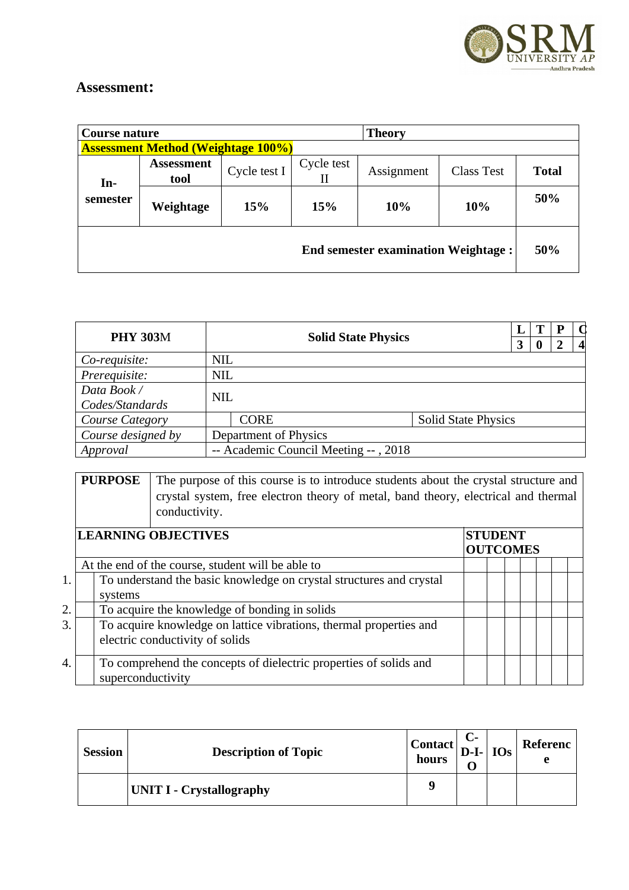## Assessment:

| Course nature | | | | | | Theory |
|---|---|---|---|---|---|---|
| **Assessment Method (Weightage 100%)** | | | | | | |
| **In-semester** | **Assessment tool** | Cycle test I | Cycle test II | Assignment | Class Test | **Total** |
| | **Weightage** | **15%** | **15%** | **10%** | **10%** | **50%** |
| **End semester examination Weightage :** | | | | | | **50%** |

| **PHY 303M** | **Solid State Physics** | | **L** | **T** | **P** | **C** |
|---|---|---|---|---|---|---|
| | | | **3** | **0** | **2** | **4** |
| *Co-requisite:* | NIL | | | | | |
| *Prerequisite:* | NIL | | | | | |
| *Data Book / Codes/Standards* | NIL | | | | | |
| *Course Category* | CORE | Solid State Physics | | | | |
| *Course designed by* | Department of Physics | | | | | |
| *Approval* | -- Academic Council Meeting -- , 2018 | | | | | |

| **PURPOSE** | The purpose of this course is to introduce students about the crystal structure and crystal system, free electron theory of metal, band theory, electrical and thermal conductivity. | | | | | | | |
|---|---|---|---|---|---|---|---|---|
| **LEARNING OBJECTIVES** | | **STUDENT OUTCOMES** | | | | | | |
| At the end of the course, student will be able to | | | | | | | | |
| 1. | To understand the basic knowledge on crystal structures and crystal systems | | | | | | | |
| 2. | To acquire the knowledge of bonding in solids | | | | | | | |
| 3. | To acquire knowledge on lattice vibrations, thermal properties and electric conductivity of solids | | | | | | | |
| 4. | To comprehend the concepts of dielectric properties of solids and superconductivity | | | | | | | |

| **Session** | **Description of Topic** | **Contact hours** | **C-D-I-O** | **IOs** | **Reference** |
|---|---|---|---|---|---|
| | **UNIT I - Crystallography** | **9** | | | |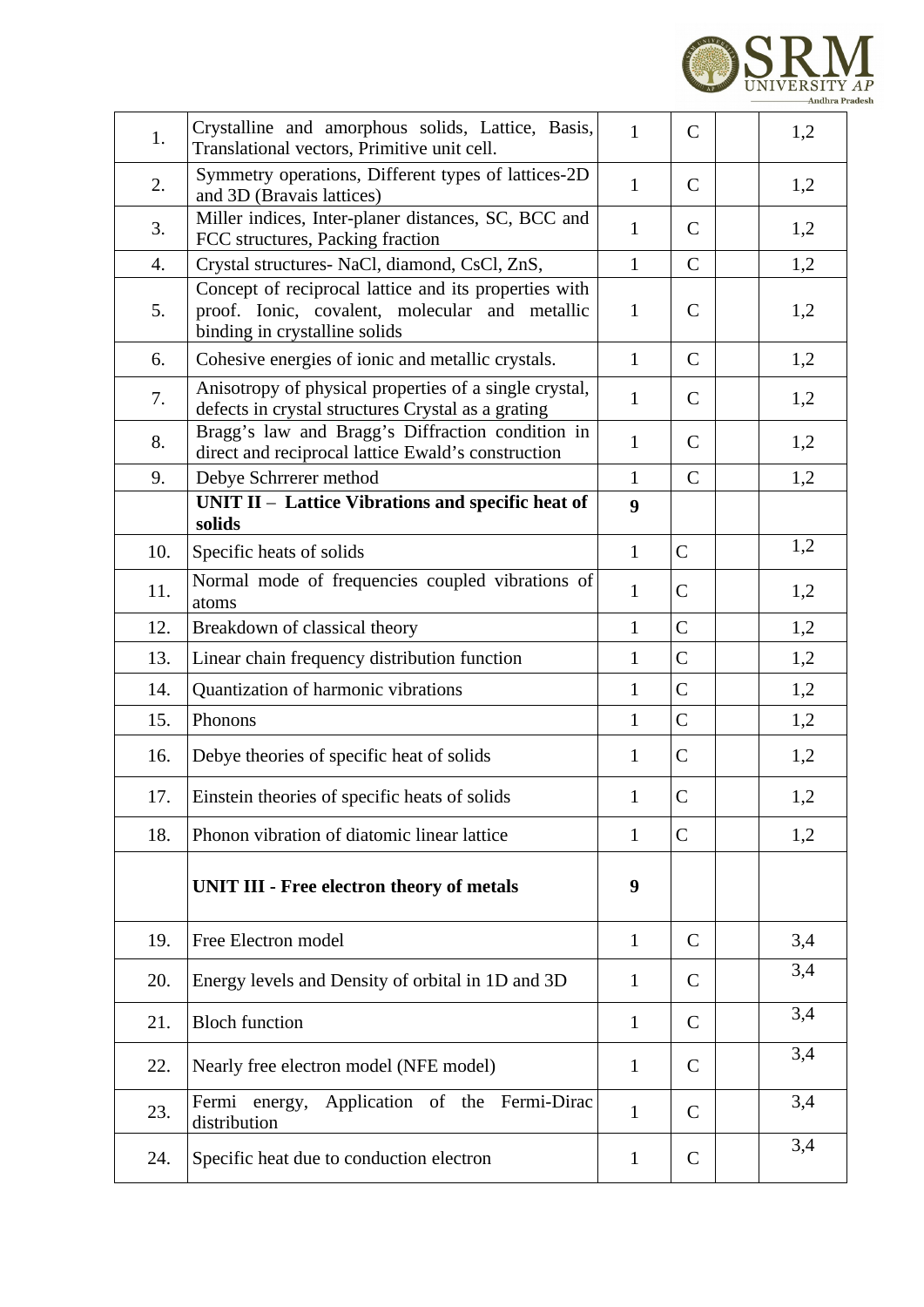| | | | | | |
|---|---|---|---|---|---|
| 1. | Crystalline and amorphous solids, Lattice, Basis, Translational vectors, Primitive unit cell. | 1 | C | | 1,2 |
| 2. | Symmetry operations, Different types of lattices-2D and 3D (Bravais lattices) | 1 | C | | 1,2 |
| 3. | Miller indices, Inter-planer distances, SC, BCC and FCC structures, Packing fraction | 1 | C | | 1,2 |
| 4. | Crystal structures- NaCl, diamond, CsCl, ZnS, | 1 | C | | 1,2 |
| 5. | Concept of reciprocal lattice and its properties with proof. Ionic, covalent, molecular and metallic binding in crystalline solids | 1 | C | | 1,2 |
| 6. | Cohesive energies of ionic and metallic crystals. | 1 | C | | 1,2 |
| 7. | Anisotropy of physical properties of a single crystal, defects in crystal structures Crystal as a grating | 1 | C | | 1,2 |
| 8. | Bragg's law and Bragg's Diffraction condition in direct and reciprocal lattice Ewald's construction | 1 | C | | 1,2 |
| 9. | Debye Schrrerer method | 1 | C | | 1,2 |
| | **UNIT II – Lattice Vibrations and specific heat of solids** | **9** | | | |
| 10. | Specific heats of solids | 1 | C | | 1,2 |
| 11. | Normal mode of frequencies coupled vibrations of atoms | 1 | C | | 1,2 |
| 12. | Breakdown of classical theory | 1 | C | | 1,2 |
| 13. | Linear chain frequency distribution function | 1 | C | | 1,2 |
| 14. | Quantization of harmonic vibrations | 1 | C | | 1,2 |
| 15. | Phonons | 1 | C | | 1,2 |
| 16. | Debye theories of specific heat of solids | 1 | C | | 1,2 |
| 17. | Einstein theories of specific heats of solids | 1 | C | | 1,2 |
| 18. | Phonon vibration of diatomic linear lattice | 1 | C | | 1,2 |
| | **UNIT III - Free electron theory of metals** | **9** | | | |
| 19. | Free Electron model | 1 | C | | 3,4 |
| 20. | Energy levels and Density of orbital in 1D and 3D | 1 | C | | 3,4 |
| 21. | Bloch function | 1 | C | | 3,4 |
| 22. | Nearly free electron model (NFE model) | 1 | C | | 3,4 |
| 23. | Fermi energy, Application of the Fermi-Dirac distribution | 1 | C | | 3,4 |
| 24. | Specific heat due to conduction electron | 1 | C | | 3,4 |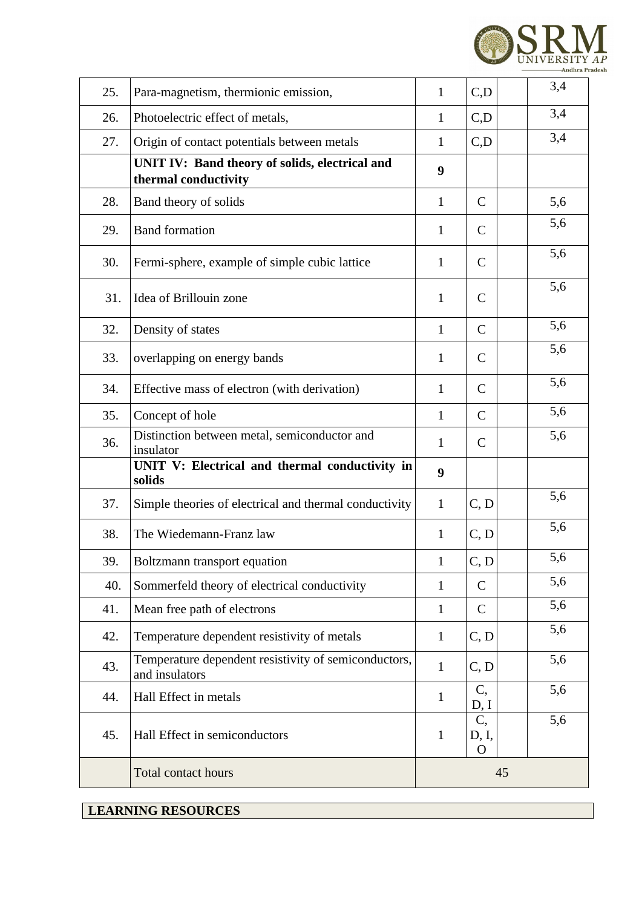| | | | | | |
|---|---|---|---|---|---|
| 25. | Para-magnetism, thermionic emission, | 1 | C,D | | 3,4 |
| 26. | Photoelectric effect of metals, | 1 | C,D | | 3,4 |
| 27. | Origin of contact potentials between metals | 1 | C,D | | 3,4 |
| | **UNIT IV: Band theory of solids, electrical and thermal conductivity** | **9** | | | |
| 28. | Band theory of solids | 1 | C | | 5,6 |
| 29. | Band formation | 1 | C | | 5,6 |
| 30. | Fermi-sphere, example of simple cubic lattice | 1 | C | | 5,6 |
| 31. | Idea of Brillouin zone | 1 | C | | 5,6 |
| 32. | Density of states | 1 | C | | 5,6 |
| 33. | overlapping on energy bands | 1 | C | | 5,6 |
| 34. | Effective mass of electron (with derivation) | 1 | C | | 5,6 |
| 35. | Concept of hole | 1 | C | | 5,6 |
| 36. | Distinction between metal, semiconductor and insulator | 1 | C | | 5,6 |
| | **UNIT V: Electrical and thermal conductivity in solids** | **9** | | | |
| 37. | Simple theories of electrical and thermal conductivity | 1 | C, D | | 5,6 |
| 38. | The Wiedemann-Franz law | 1 | C, D | | 5,6 |
| 39. | Boltzmann transport equation | 1 | C, D | | 5,6 |
| 40. | Sommerfeld theory of electrical conductivity | 1 | C | | 5,6 |
| 41. | Mean free path of electrons | 1 | C | | 5,6 |
| 42. | Temperature dependent resistivity of metals | 1 | C, D | | 5,6 |
| 43. | Temperature dependent resistivity of semiconductors, and insulators | 1 | C, D | | 5,6 |
| 44. | Hall Effect in metals | 1 | C, D, I | | 5,6 |
| 45. | Hall Effect in semiconductors | 1 | C, D, I, O | | 5,6 |
| | Total contact hours | 45 | | | |

## LEARNING RESOURCES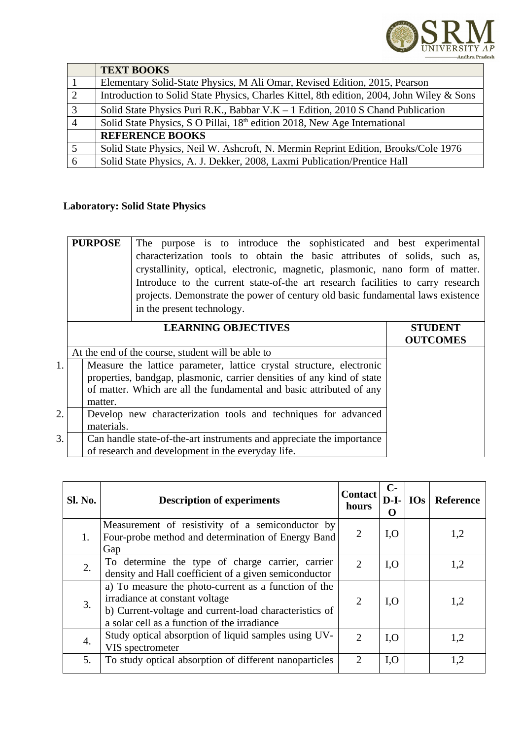| | **TEXT BOOKS** |
|---|---|
| 1 | Elementary Solid-State Physics, M Ali Omar, Revised Edition, 2015, Pearson |
| 2 | Introduction to Solid State Physics, Charles Kittel, 8th edition, 2004, John Wiley & Sons |
| 3 | Solid State Physics Puri R.K., Babbar V.K – 1 Edition, 2010 S Chand Publication |
| 4 | Solid State Physics, S O Pillai, 18th edition 2018, New Age International |
| | **REFERENCE BOOKS** |
| 5 | Solid State Physics, Neil W. Ashcroft, N. Mermin Reprint Edition, Brooks/Cole 1976 |
| 6 | Solid State Physics, A. J. Dekker, 2008, Laxmi Publication/Prentice Hall |

**Laboratory: Solid State Physics**

| **PURPOSE** | The purpose is to introduce the sophisticated and best experimental characterization tools to obtain the basic attributes of solids, such as, crystallinity, optical, electronic, magnetic, plasmonic, nano form of matter. Introduce to the current state-of-the art research facilities to carry research projects. Demonstrate the power of century old basic fundamental laws existence in the present technology. |
|---|---|

| | **LEARNING OBJECTIVES** | **STUDENT OUTCOMES** |
|---|---|---|
| | At the end of the course, student will be able to | |
| 1. | Measure the lattice parameter, lattice crystal structure, electronic properties, bandgap, plasmonic, carrier densities of any kind of state of matter. Which are all the fundamental and basic attributed of any matter. | |
| 2. | Develop new characterization tools and techniques for advanced materials. | |
| 3. | Can handle state-of-the-art instruments and appreciate the importance of research and development in the everyday life. | |

| **Sl. No.** | **Description of experiments** | **Contact hours** | **C-D-I-O** | **IOs** | **Reference** |
|---|---|---|---|---|---|
| 1. | Measurement of resistivity of a semiconductor by Four-probe method and determination of Energy Band Gap | 2 | I,O | | 1,2 |
| 2. | To determine the type of charge carrier, carrier density and Hall coefficient of a given semiconductor | 2 | I,O | | 1,2 |
| 3. | a) To measure the photo-current as a function of the irradiance at constant voltage<br>b) Current-voltage and current-load characteristics of a solar cell as a function of the irradiance | 2 | I,O | | 1,2 |
| 4. | Study optical absorption of liquid samples using UV-VIS spectrometer | 2 | I,O | | 1,2 |
| 5. | To study optical absorption of different nanoparticles | 2 | I,O | | 1,2 |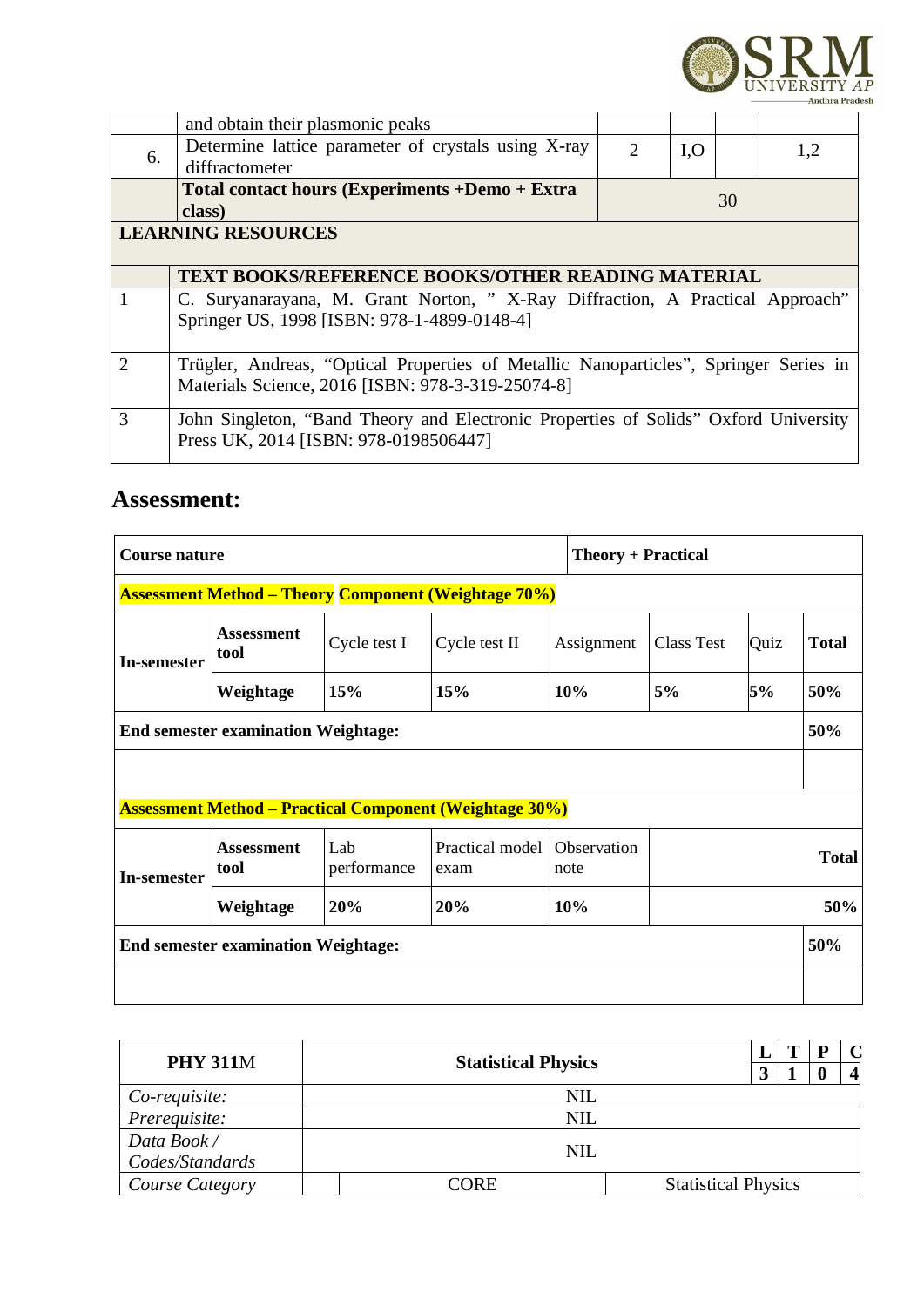|  | and obtain their plasmonic peaks |  |  |  |  |
|---|---|---|---|---|---|
| 6. | Determine lattice parameter of crystals using X-ray diffractometer | 2 | I,O |  | 1,2 |
|  | **Total contact hours (Experiments +Demo + Extra class)** | 30 |  |  |  |

| **LEARNING RESOURCES** |  |
|---|---|
|  | **TEXT BOOKS/REFERENCE BOOKS/OTHER READING MATERIAL** |
| 1 | C. Suryanarayana, M. Grant Norton, " X-Ray Diffraction, A Practical Approach" Springer US, 1998 [ISBN: 978-1-4899-0148-4] |
| 2 | Trügler, Andreas, "Optical Properties of Metallic Nanoparticles", Springer Series in Materials Science, 2016 [ISBN: 978-3-319-25074-8] |
| 3 | John Singleton, "Band Theory and Electronic Properties of Solids" Oxford University Press UK, 2014 [ISBN: 978-0198506447] |

## Assessment:

| **Course nature** |  |  |  | **Theory + Practical** |  |  |  |
|---|---|---|---|---|---|---|---|
| **Assessment Method – Theory Component (Weightage 70%)** |  |  |  |  |  |  |  |
| **In-semester** | **Assessment tool** | Cycle test I | Cycle test II | Assignment | Class Test | Quiz | **Total** |
|  | **Weightage** | **15%** | **15%** | **10%** | **5%** | **5%** | **50%** |
| **End semester examination Weightage:** |  |  |  |  |  |  | **50%** |
|  |  |  |  |  |  |  |  |
| **Assessment Method – Practical Component (Weightage 30%)** |  |  |  |  |  |  |  |
| **In-semester** | **Assessment tool** | Lab performance | Practical model exam | Observation note |  |  | **Total** |
|  | **Weightage** | **20%** | **20%** | **10%** |  |  | **50%** |
| **End semester examination Weightage:** |  |  |  |  |  |  | **50%** |
|  |  |  |  |  |  |  |  |

| **PHY 311M** | **Statistical Physics** |  | **L** | **T** | **P** | **C** |
|---|---|---|---|---|---|---|
|  |  |  | **3** | **1** | **0** | **4** |
| *Co-requisite:* | NIL |  |  |  |  |  |
| *Prerequisite:* | NIL |  |  |  |  |  |
| *Data Book / Codes/Standards* | NIL |  |  |  |  |  |
| *Course Category* | CORE | Statistical Physics |  |  |  |  |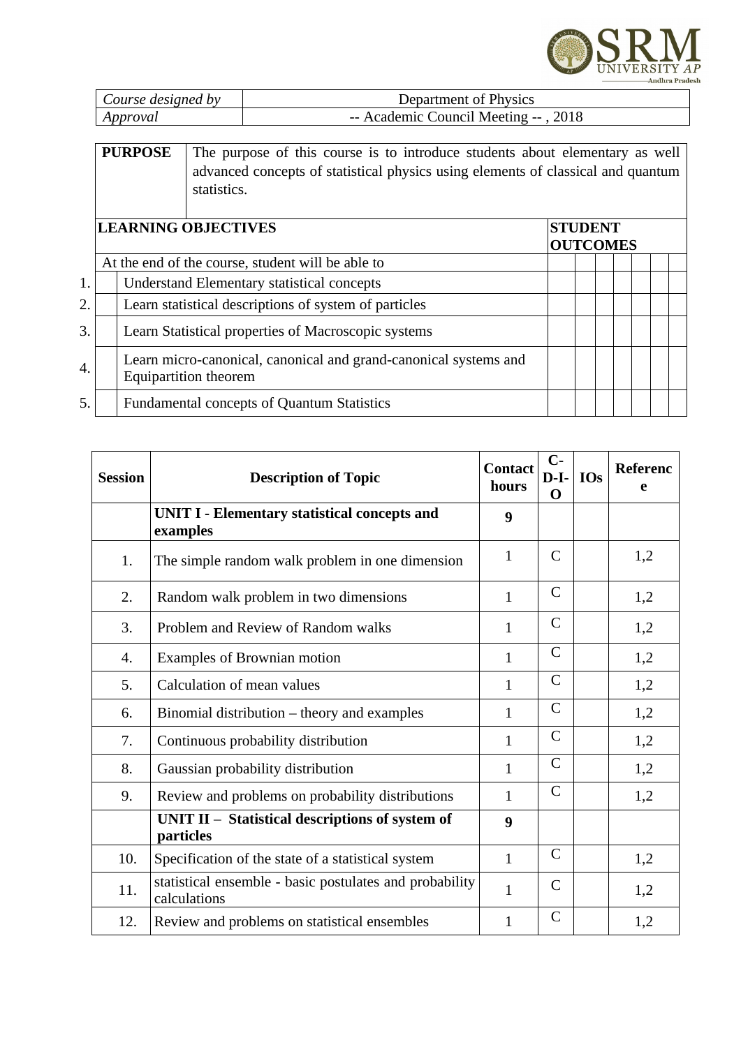| *Course designed by* | Department of Physics |
|---|---|
| *Approval* | -- Academic Council Meeting -- , 2018 |

| **PURPOSE** | The purpose of this course is to introduce students about elementary as well advanced concepts of statistical physics using elements of classical and quantum statistics. |
|---|---|

| **LEARNING OBJECTIVES** | **STUDENT OUTCOMES** | | | | | | |
|---|---|---|---|---|---|---|---|
| At the end of the course, student will be able to | | | | | | | |
| 1. Understand Elementary statistical concepts | | | | | | | |
| 2. Learn statistical descriptions of system of particles | | | | | | | |
| 3. Learn Statistical properties of Macroscopic systems | | | | | | | |
| 4. Learn micro-canonical, canonical and grand-canonical systems and Equipartition theorem | | | | | | | |
| 5. Fundamental concepts of Quantum Statistics | | | | | | | |

| Session | Description of Topic | Contact hours | C-D-I-O | IOs | Reference |
|---|---|---|---|---|---|
| | **UNIT I - Elementary statistical concepts and examples** | **9** | | | |
| 1. | The simple random walk problem in one dimension | 1 | C | | 1,2 |
| 2. | Random walk problem in two dimensions | 1 | C | | 1,2 |
| 3. | Problem and Review of Random walks | 1 | C | | 1,2 |
| 4. | Examples of Brownian motion | 1 | C | | 1,2 |
| 5. | Calculation of mean values | 1 | C | | 1,2 |
| 6. | Binomial distribution – theory and examples | 1 | C | | 1,2 |
| 7. | Continuous probability distribution | 1 | C | | 1,2 |
| 8. | Gaussian probability distribution | 1 | C | | 1,2 |
| 9. | Review and problems on probability distributions | 1 | C | | 1,2 |
| | **UNIT II – Statistical descriptions of system of particles** | **9** | | | |
| 10. | Specification of the state of a statistical system | 1 | C | | 1,2 |
| 11. | statistical ensemble - basic postulates and probability calculations | 1 | C | | 1,2 |
| 12. | Review and problems on statistical ensembles | 1 | C | | 1,2 |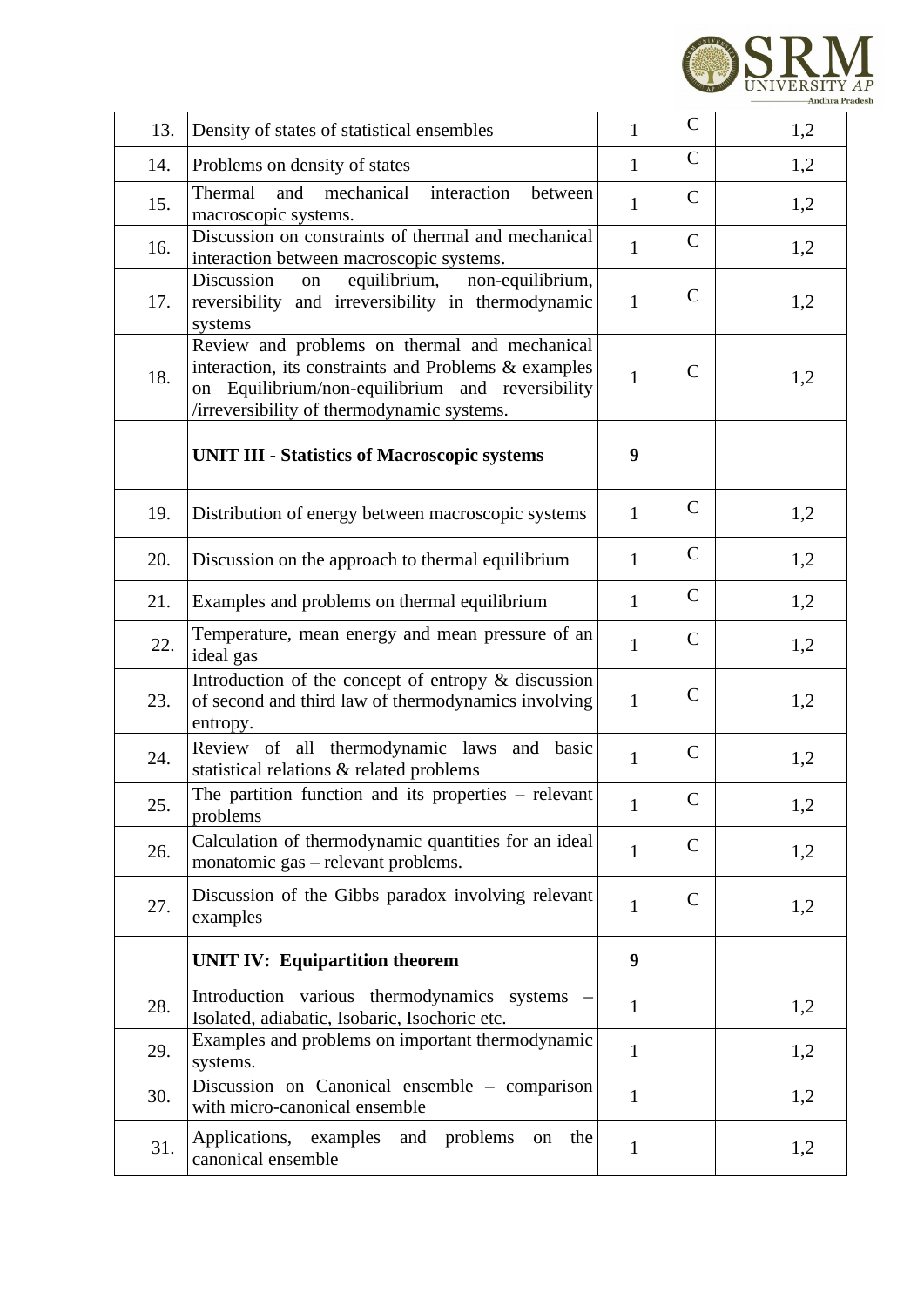| | | | | | |
|---|---|---|---|---|---|
| 13. | Density of states of statistical ensembles | 1 | C | | 1,2 |
| 14. | Problems on density of states | 1 | C | | 1,2 |
| 15. | Thermal and mechanical interaction between macroscopic systems. | 1 | C | | 1,2 |
| 16. | Discussion on constraints of thermal and mechanical interaction between macroscopic systems. | 1 | C | | 1,2 |
| 17. | Discussion on equilibrium, non-equilibrium, reversibility and irreversibility in thermodynamic systems | 1 | C | | 1,2 |
| 18. | Review and problems on thermal and mechanical interaction, its constraints and Problems & examples on Equilibrium/non-equilibrium and reversibility /irreversibility of thermodynamic systems. | 1 | C | | 1,2 |
| | **UNIT III - Statistics of Macroscopic systems** | **9** | | | |
| 19. | Distribution of energy between macroscopic systems | 1 | C | | 1,2 |
| 20. | Discussion on the approach to thermal equilibrium | 1 | C | | 1,2 |
| 21. | Examples and problems on thermal equilibrium | 1 | C | | 1,2 |
| 22. | Temperature, mean energy and mean pressure of an ideal gas | 1 | C | | 1,2 |
| 23. | Introduction of the concept of entropy & discussion of second and third law of thermodynamics involving entropy. | 1 | C | | 1,2 |
| 24. | Review of all thermodynamic laws and basic statistical relations & related problems | 1 | C | | 1,2 |
| 25. | The partition function and its properties – relevant problems | 1 | C | | 1,2 |
| 26. | Calculation of thermodynamic quantities for an ideal monatomic gas – relevant problems. | 1 | C | | 1,2 |
| 27. | Discussion of the Gibbs paradox involving relevant examples | 1 | C | | 1,2 |
| | **UNIT IV: Equipartition theorem** | **9** | | | |
| 28. | Introduction various thermodynamics systems – Isolated, adiabatic, Isobaric, Isochoric etc. | 1 | | | 1,2 |
| 29. | Examples and problems on important thermodynamic systems. | 1 | | | 1,2 |
| 30. | Discussion on Canonical ensemble – comparison with micro-canonical ensemble | 1 | | | 1,2 |
| 31. | Applications, examples and problems on the canonical ensemble | 1 | | | 1,2 |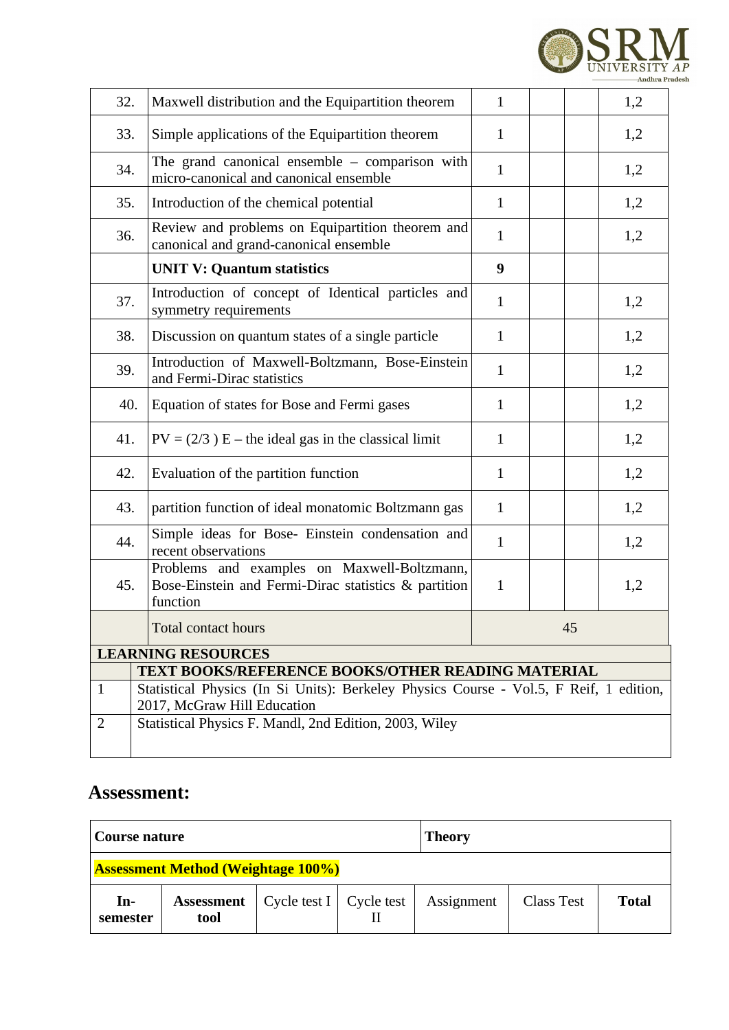| | | | | | |
|---|---|---|---|---|---|
| 32. | Maxwell distribution and the Equipartition theorem | 1 | | | 1,2 |
| 33. | Simple applications of the Equipartition theorem | 1 | | | 1,2 |
| 34. | The grand canonical ensemble – comparison with micro-canonical and canonical ensemble | 1 | | | 1,2 |
| 35. | Introduction of the chemical potential | 1 | | | 1,2 |
| 36. | Review and problems on Equipartition theorem and canonical and grand-canonical ensemble | 1 | | | 1,2 |
| | **UNIT V: Quantum statistics** | **9** | | | |
| 37. | Introduction of concept of Identical particles and symmetry requirements | 1 | | | 1,2 |
| 38. | Discussion on quantum states of a single particle | 1 | | | 1,2 |
| 39. | Introduction of Maxwell-Boltzmann, Bose-Einstein and Fermi-Dirac statistics | 1 | | | 1,2 |
| 40. | Equation of states for Bose and Fermi gases | 1 | | | 1,2 |
| 41. | $PV = (2/3)\ E$ – the ideal gas in the classical limit | 1 | | | 1,2 |
| 42. | Evaluation of the partition function | 1 | | | 1,2 |
| 43. | partition function of ideal monatomic Boltzmann gas | 1 | | | 1,2 |
| 44. | Simple ideas for Bose- Einstein condensation and recent observations | 1 | | | 1,2 |
| 45. | Problems and examples on Maxwell-Boltzmann, Bose-Einstein and Fermi-Dirac statistics & partition function | 1 | | | 1,2 |
| | Total contact hours | | 45 | | |

| **LEARNING RESOURCES** | |
|---|---|
| | **TEXT BOOKS/REFERENCE BOOKS/OTHER READING MATERIAL** |
| 1 | Statistical Physics (In Si Units): Berkeley Physics Course - Vol.5, F Reif, 1 edition, 2017, McGraw Hill Education |
| 2 | Statistical Physics F. Mandl, 2nd Edition, 2003, Wiley |

## Assessment:

| **Course nature** | | | | **Theory** | | |
|---|---|---|---|---|---|---|
| **Assessment Method (Weightage 100%)** | | | | | | |
| **In-semester** | **Assessment tool** | Cycle test I | Cycle test II | Assignment | Class Test | **Total** |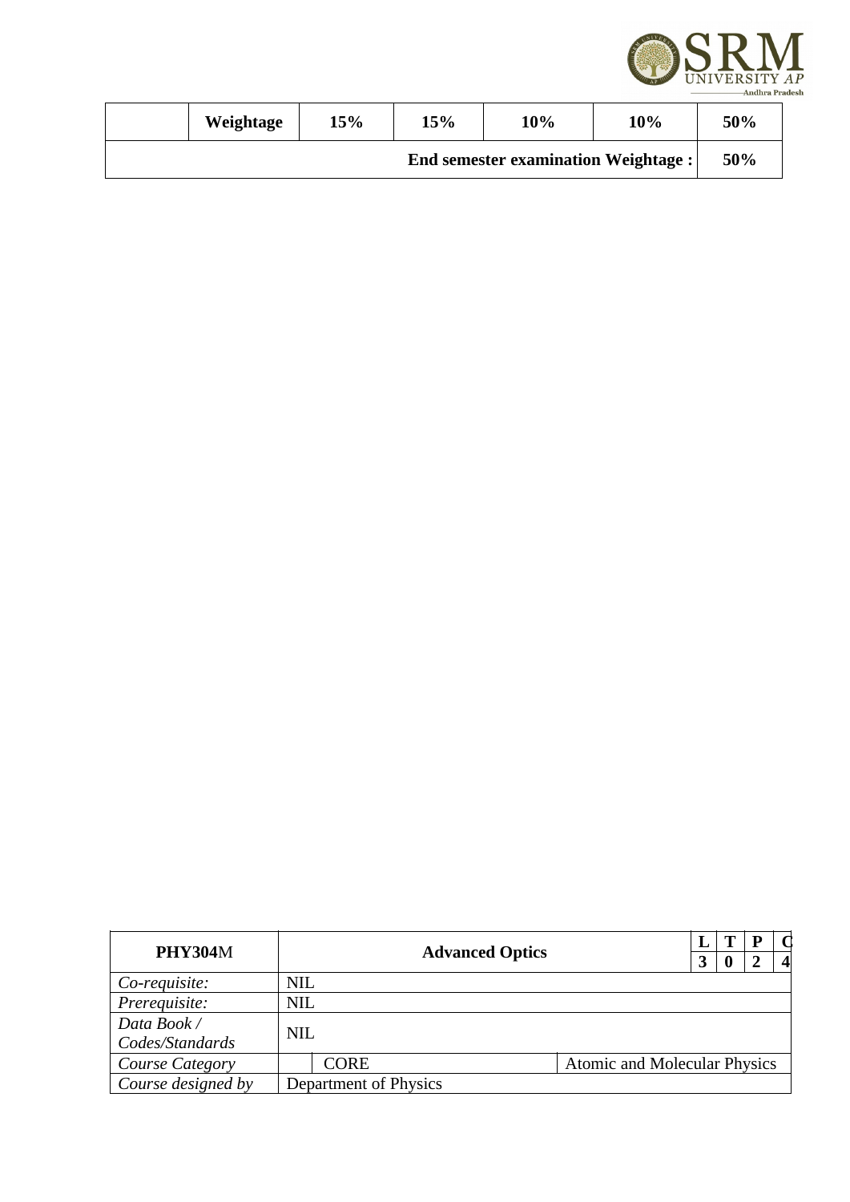| | Weightage | 15% | 15% | 10% | 10% | 50% |
|---|---|---|---|---|---|---|
| End semester examination Weightage : | | | | | | 50% |

| PHY304M | Advanced Optics | | L | T | P | C |
|---|---|---|---|---|---|---|
| | | | 3 | 0 | 2 | 4 |
| *Co-requisite:* | NIL | | | | | |
| *Prerequisite:* | NIL | | | | | |
| *Data Book / Codes/Standards* | NIL | | | | | |
| *Course Category* | CORE | Atomic and Molecular Physics | | | | |
| *Course designed by* | Department of Physics | | | | | |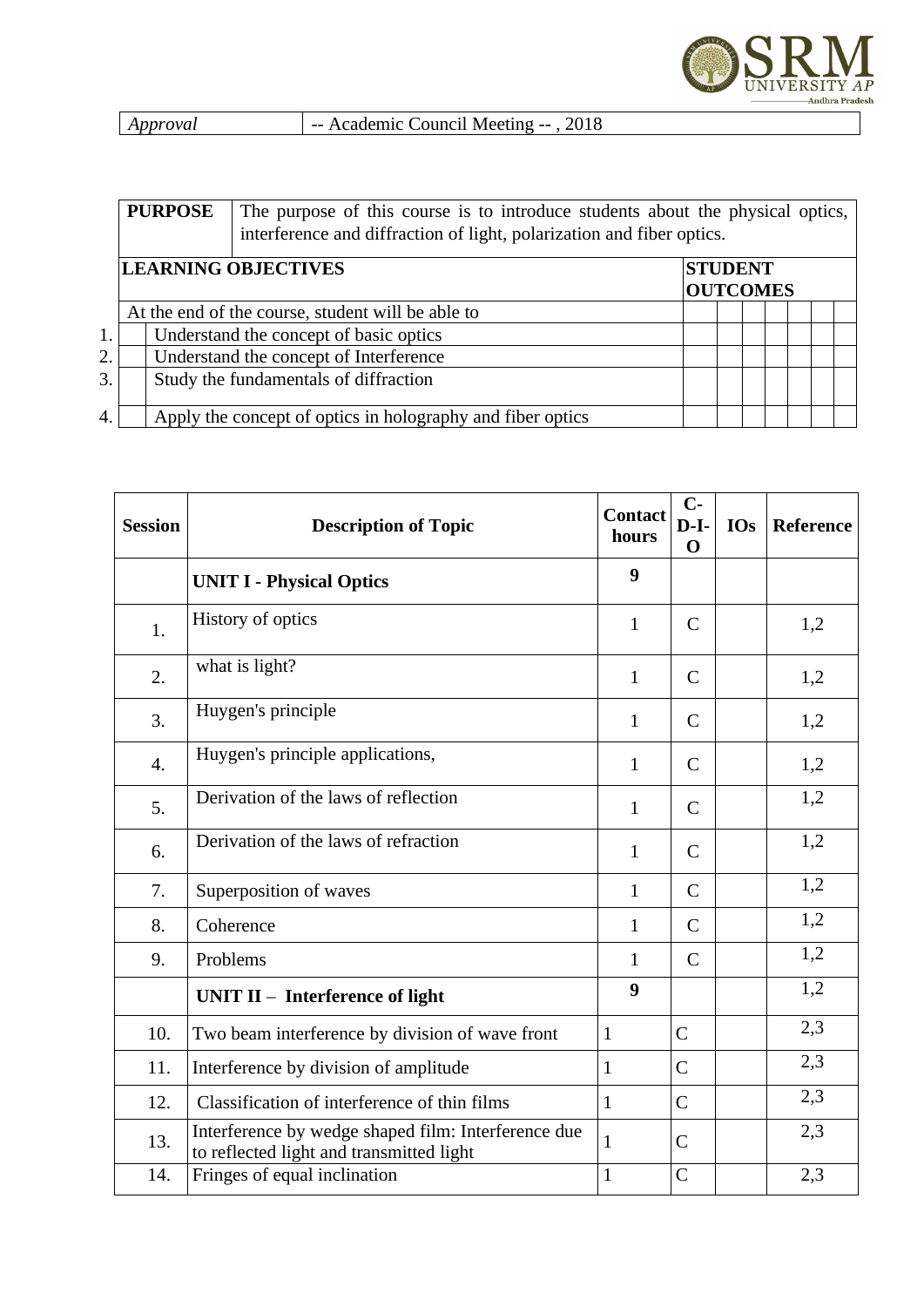| *Approval* | -- Academic Council Meeting -- , 2018 |
|---|---|

| **PURPOSE** | The purpose of this course is to introduce students about the physical optics, interference and diffraction of light, polarization and fiber optics. |
|---|---|

| **LEARNING OBJECTIVES** | **STUDENT OUTCOMES** | | | | | | |
|---|---|---|---|---|---|---|---|
| At the end of the course, student will be able to | | | | | | | |
| 1. Understand the concept of basic optics | | | | | | | |
| 2. Understand the concept of Interference | | | | | | | |
| 3. Study the fundamentals of diffraction | | | | | | | |
| 4. Apply the concept of optics in holography and fiber optics | | | | | | | |

| Session | Description of Topic | Contact hours | C-D-I-O | IOs | Reference |
|---|---|---|---|---|---|
| | **UNIT I - Physical Optics** | **9** | | | |
| 1. | History of optics | 1 | C | | 1,2 |
| 2. | what is light? | 1 | C | | 1,2 |
| 3. | Huygen's principle | 1 | C | | 1,2 |
| 4. | Huygen's principle applications, | 1 | C | | 1,2 |
| 5. | Derivation of the laws of reflection | 1 | C | | 1,2 |
| 6. | Derivation of the laws of refraction | 1 | C | | 1,2 |
| 7. | Superposition of waves | 1 | C | | 1,2 |
| 8. | Coherence | 1 | C | | 1,2 |
| 9. | Problems | 1 | C | | 1,2 |
| | **UNIT II – Interference of light** | **9** | | | 1,2 |
| 10. | Two beam interference by division of wave front | 1 | C | | 2,3 |
| 11. | Interference by division of amplitude | 1 | C | | 2,3 |
| 12. | Classification of interference of thin films | 1 | C | | 2,3 |
| 13. | Interference by wedge shaped film: Interference due to reflected light and transmitted light | 1 | C | | 2,3 |
| 14. | Fringes of equal inclination | 1 | C | | 2,3 |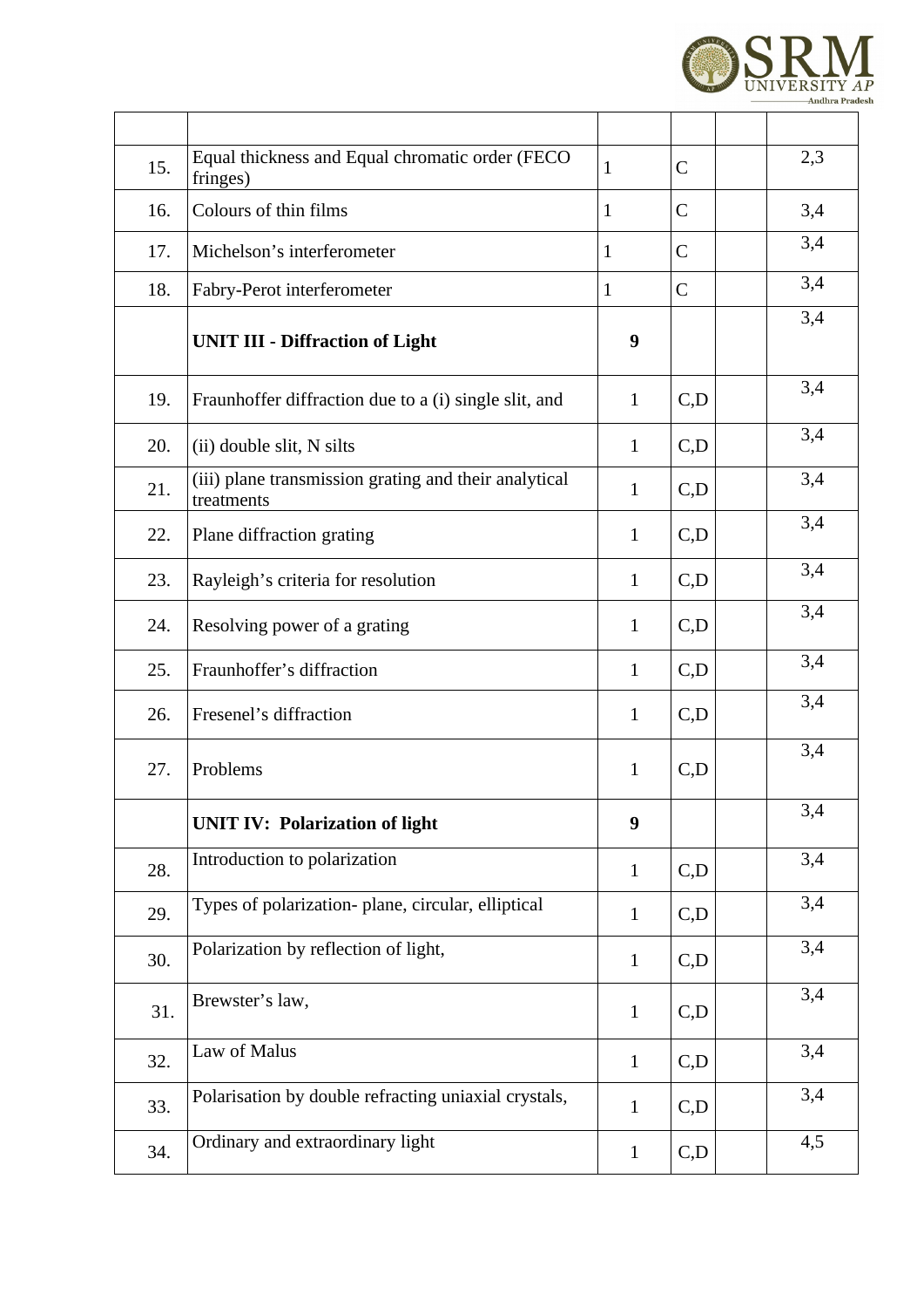| | | | | | |
|---|---|---|---|---|---|
| 15. | Equal thickness and Equal chromatic order (FECO fringes) | 1 | C | | 2,3 |
| 16. | Colours of thin films | 1 | C | | 3,4 |
| 17. | Michelson's interferometer | 1 | C | | 3,4 |
| 18. | Fabry-Perot interferometer | 1 | C | | 3,4 |
| | **UNIT III - Diffraction of Light** | **9** | | | 3,4 |
| 19. | Fraunhoffer diffraction due to a (i) single slit, and | 1 | C,D | | 3,4 |
| 20. | (ii) double slit, N silts | 1 | C,D | | 3,4 |
| 21. | (iii) plane transmission grating and their analytical treatments | 1 | C,D | | 3,4 |
| 22. | Plane diffraction grating | 1 | C,D | | 3,4 |
| 23. | Rayleigh's criteria for resolution | 1 | C,D | | 3,4 |
| 24. | Resolving power of a grating | 1 | C,D | | 3,4 |
| 25. | Fraunhoffer's diffraction | 1 | C,D | | 3,4 |
| 26. | Fresenel's diffraction | 1 | C,D | | 3,4 |
| 27. | Problems | 1 | C,D | | 3,4 |
| | **UNIT IV: Polarization of light** | **9** | | | 3,4 |
| 28. | Introduction to polarization | 1 | C,D | | 3,4 |
| 29. | Types of polarization- plane, circular, elliptical | 1 | C,D | | 3,4 |
| 30. | Polarization by reflection of light, | 1 | C,D | | 3,4 |
| 31. | Brewster's law, | 1 | C,D | | 3,4 |
| 32. | Law of Malus | 1 | C,D | | 3,4 |
| 33. | Polarisation by double refracting uniaxial crystals, | 1 | C,D | | 3,4 |
| 34. | Ordinary and extraordinary light | 1 | C,D | | 4,5 |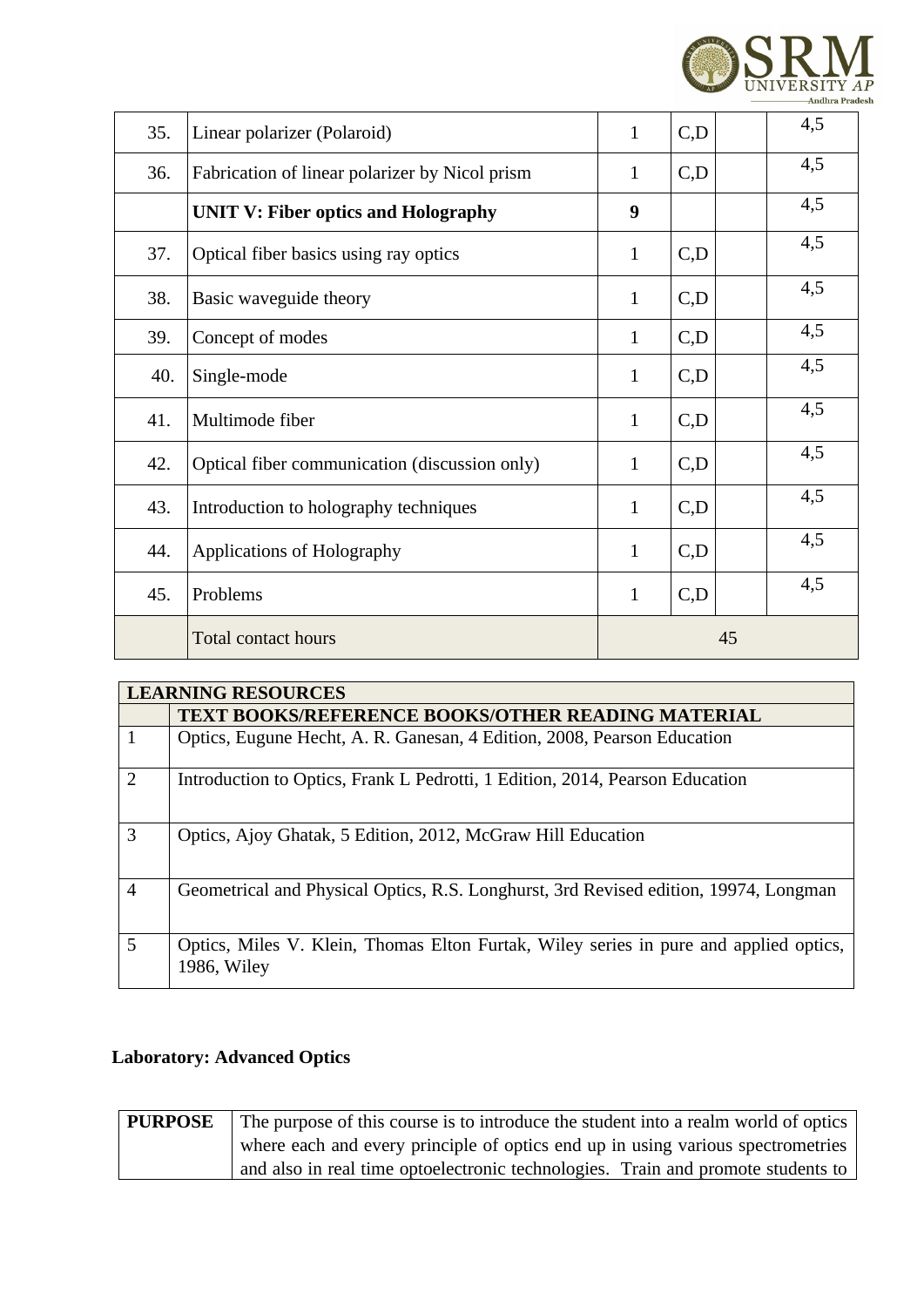| | | | | | |
|---|---|---|---|---|---|
| 35. | Linear polarizer (Polaroid) | 1 | C,D | | 4,5 |
| 36. | Fabrication of linear polarizer by Nicol prism | 1 | C,D | | 4,5 |
| | **UNIT V: Fiber optics and Holography** | **9** | | | 4,5 |
| 37. | Optical fiber basics using ray optics | 1 | C,D | | 4,5 |
| 38. | Basic waveguide theory | 1 | C,D | | 4,5 |
| 39. | Concept of modes | 1 | C,D | | 4,5 |
| 40. | Single-mode | 1 | C,D | | 4,5 |
| 41. | Multimode fiber | 1 | C,D | | 4,5 |
| 42. | Optical fiber communication (discussion only) | 1 | C,D | | 4,5 |
| 43. | Introduction to holography techniques | 1 | C,D | | 4,5 |
| 44. | Applications of Holography | 1 | C,D | | 4,5 |
| 45. | Problems | 1 | C,D | | 4,5 |
| | Total contact hours | 45 | | | |

| **LEARNING RESOURCES** | |
|---|---|
| | **TEXT BOOKS/REFERENCE BOOKS/OTHER READING MATERIAL** |
| 1 | Optics, Eugune Hecht, A. R. Ganesan, 4 Edition, 2008, Pearson Education |
| 2 | Introduction to Optics, Frank L Pedrotti, 1 Edition, 2014, Pearson Education |
| 3 | Optics, Ajoy Ghatak, 5 Edition, 2012, McGraw Hill Education |
| 4 | Geometrical and Physical Optics, R.S. Longhurst, 3rd Revised edition, 19974, Longman |
| 5 | Optics, Miles V. Klein, Thomas Elton Furtak, Wiley series in pure and applied optics, 1986, Wiley |

**Laboratory: Advanced Optics**

| | |
|---|---|
| **PURPOSE** | The purpose of this course is to introduce the student into a realm world of optics where each and every principle of optics end up in using various spectrometries and also in real time optoelectronic technologies. Train and promote students to |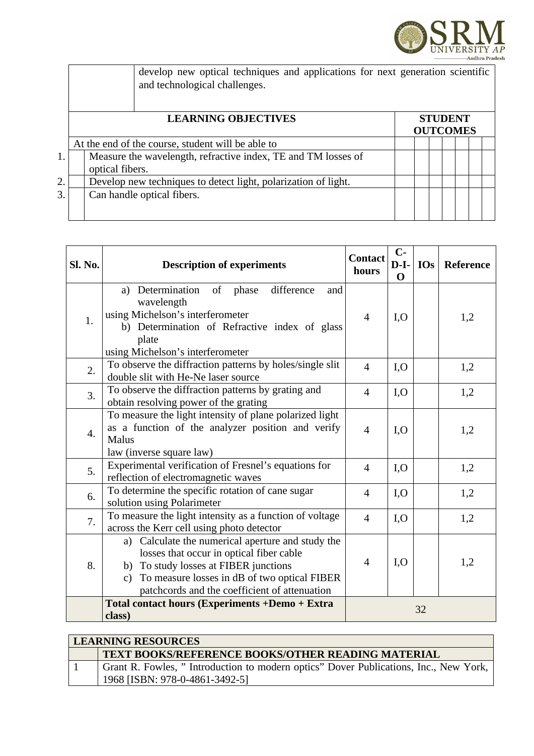| | develop new optical techniques and applications for next generation scientific and technological challenges. |
|---|---|

| | LEARNING OBJECTIVES | STUDENT OUTCOMES | | | | | | |
|---|---|---|---|---|---|---|---|---|
| | At the end of the course, student will be able to | | | | | | | |
| 1. | Measure the wavelength, refractive index, TE and TM losses of optical fibers. | | | | | | | |
| 2. | Develop new techniques to detect light, polarization of light. | | | | | | | |
| 3. | Can handle optical fibers. | | | | | | | |

| Sl. No. | Description of experiments | Contact hours | C-D-I-O | IOs | Reference |
|---|---|---|---|---|---|
| 1. | a) Determination of phase difference and wavelength using Michelson's interferometer<br>b) Determination of Refractive index of glass plate using Michelson's interferometer | 4 | I,O | | 1,2 |
| 2. | To observe the diffraction patterns by holes/single slit double slit with He-Ne laser source | 4 | I,O | | 1,2 |
| 3. | To observe the diffraction patterns by grating and obtain resolving power of the grating | 4 | I,O | | 1,2 |
| 4. | To measure the light intensity of plane polarized light as a function of the analyzer position and verify Malus law (inverse square law) | 4 | I,O | | 1,2 |
| 5. | Experimental verification of Fresnel's equations for reflection of electromagnetic waves | 4 | I,O | | 1,2 |
| 6. | To determine the specific rotation of cane sugar solution using Polarimeter | 4 | I,O | | 1,2 |
| 7. | To measure the light intensity as a function of voltage across the Kerr cell using photo detector | 4 | I,O | | 1,2 |
| 8. | a) Calculate the numerical aperture and study the losses that occur in optical fiber cable<br>b) To study losses at FIBER junctions<br>c) To measure losses in dB of two optical FIBER patchcords and the coefficient of attenuation | 4 | I,O | | 1,2 |
| | **Total contact hours (Experiments +Demo + Extra class)** | 32 | | | |

| LEARNING RESOURCES | |
|---|---|
| | **TEXT BOOKS/REFERENCE BOOKS/OTHER READING MATERIAL** |
| 1 | Grant R. Fowles, " Introduction to modern optics" Dover Publications, Inc., New York, 1968 [ISBN: 978-0-4861-3492-5] |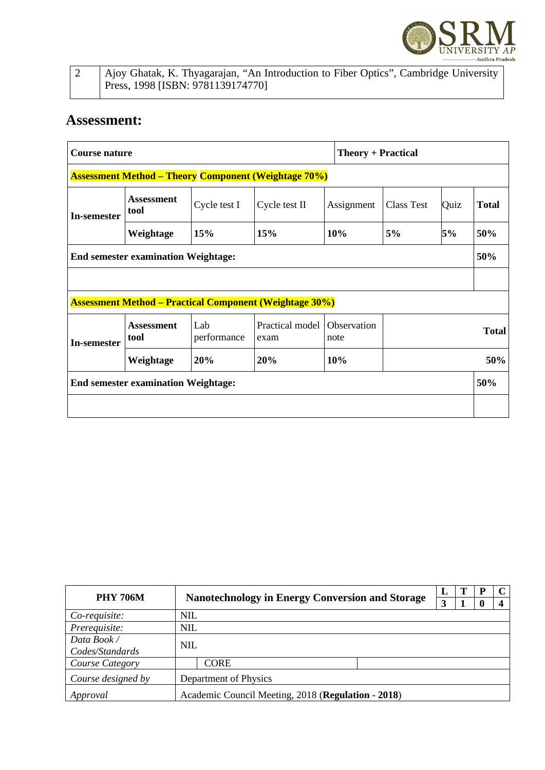| 2 | Ajoy Ghatak, K. Thyagarajan, "An Introduction to Fiber Optics", Cambridge University Press, 1998 [ISBN: 9781139174770] |
|---|---|

## Assessment:

| Course nature | | | | Theory + Practical | | | |
|---|---|---|---|---|---|---|---|
| **Assessment Method – Theory Component (Weightage 70%)** | | | | | | | |
| In-semester | Assessment tool | Cycle test I | Cycle test II | Assignment | Class Test | Quiz | Total |
| | Weightage | 15% | 15% | 10% | 5% | 5% | 50% |
| **End semester examination Weightage:** | | | | | | | 50% |
| | | | | | | | |
| **Assessment Method – Practical Component (Weightage 30%)** | | | | | | | |
| In-semester | Assessment tool | Lab performance | Practical model exam | Observation note | | | Total |
| | Weightage | 20% | 20% | 10% | | | 50% |
| **End semester examination Weightage:** | | | | | | | 50% |
| | | | | | | | |

| PHY 706M | Nanotechnology in Energy Conversion and Storage | L | T | P | C |
|---|---|---|---|---|---|
| | | 3 | 1 | 0 | 4 |
| *Co-requisite:* | NIL | | | | |
| *Prerequisite:* | NIL | | | | |
| *Data Book / Codes/Standards* | NIL | | | | |
| *Course Category* | CORE | | | | |
| *Course designed by* | Department of Physics | | | | |
| *Approval* | Academic Council Meeting, 2018 (**Regulation - 2018**) | | | | |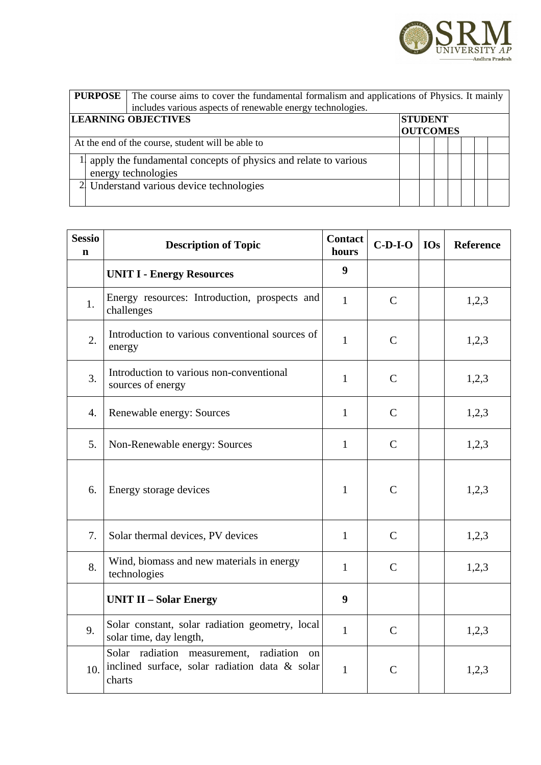| **PURPOSE** | The course aims to cover the fundamental formalism and applications of Physics. It mainly includes various aspects of renewable energy technologies. | | | | | | | |
|---|---|---|---|---|---|---|---|---|
| **LEARNING OBJECTIVES** | | **STUDENT OUTCOMES** | | | | | | |
| At the end of the course, student will be able to | | | | | | | | |
| 1. | apply the fundamental concepts of physics and relate to various energy technologies | | | | | | | |
| 2. | Understand various device technologies | | | | | | | |

| Session | Description of Topic | Contact hours | C-D-I-O | IOs | Reference |
|---|---|---|---|---|---|
| | **UNIT I - Energy Resources** | **9** | | | |
| 1. | Energy resources: Introduction, prospects and challenges | 1 | C | | 1,2,3 |
| 2. | Introduction to various conventional sources of energy | 1 | C | | 1,2,3 |
| 3. | Introduction to various non-conventional sources of energy | 1 | C | | 1,2,3 |
| 4. | Renewable energy: Sources | 1 | C | | 1,2,3 |
| 5. | Non-Renewable energy: Sources | 1 | C | | 1,2,3 |
| 6. | Energy storage devices | 1 | C | | 1,2,3 |
| 7. | Solar thermal devices, PV devices | 1 | C | | 1,2,3 |
| 8. | Wind, biomass and new materials in energy technologies | 1 | C | | 1,2,3 |
| | **UNIT II – Solar Energy** | **9** | | | |
| 9. | Solar constant, solar radiation geometry, local solar time, day length, | 1 | C | | 1,2,3 |
| 10. | Solar radiation measurement, radiation on inclined surface, solar radiation data & solar charts | 1 | C | | 1,2,3 |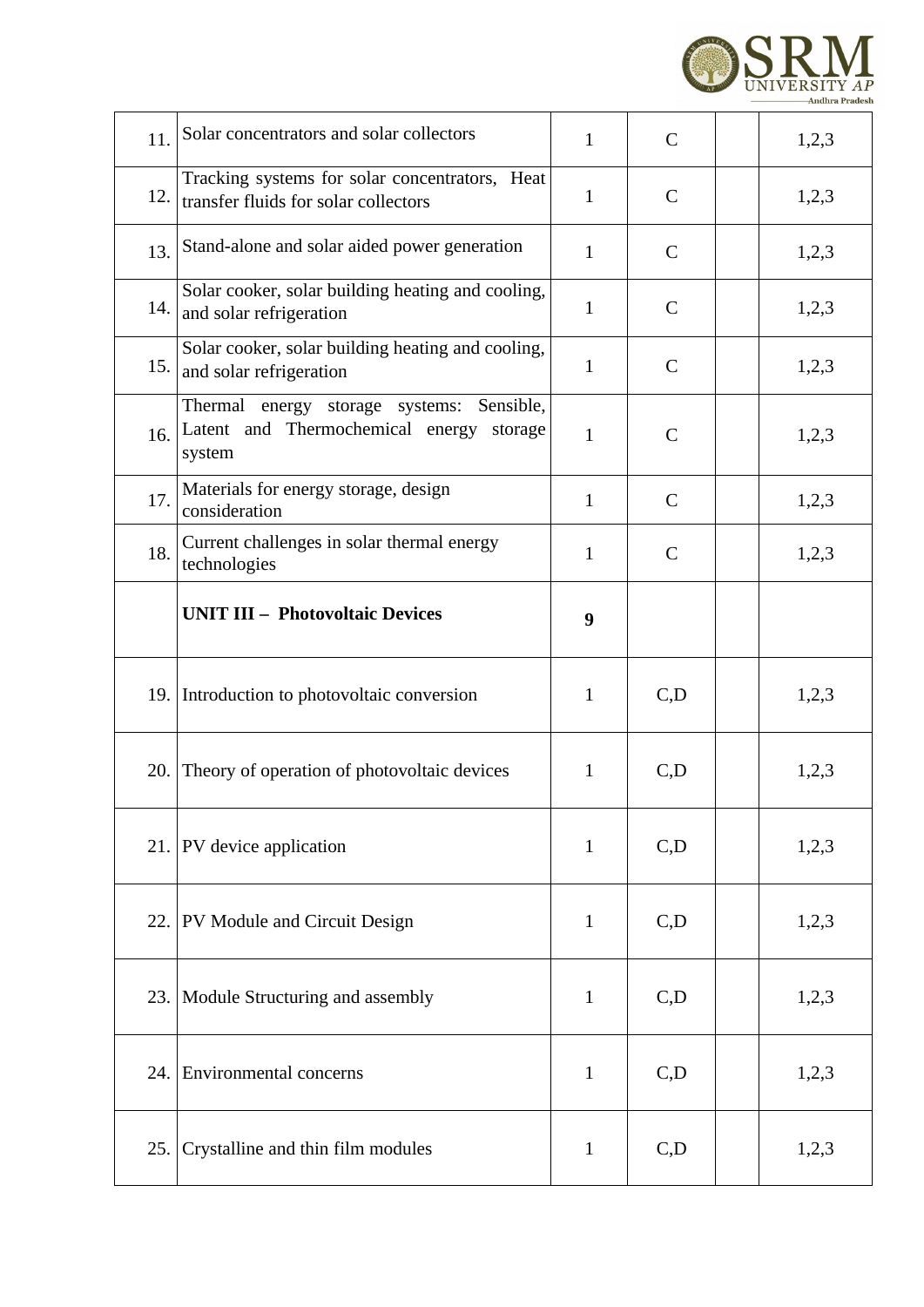| | | | | | |
|---|---|---|---|---|---|
| 11. | Solar concentrators and solar collectors | 1 | C | | 1,2,3 |
| 12. | Tracking systems for solar concentrators, Heat transfer fluids for solar collectors | 1 | C | | 1,2,3 |
| 13. | Stand-alone and solar aided power generation | 1 | C | | 1,2,3 |
| 14. | Solar cooker, solar building heating and cooling, and solar refrigeration | 1 | C | | 1,2,3 |
| 15. | Solar cooker, solar building heating and cooling, and solar refrigeration | 1 | C | | 1,2,3 |
| 16. | Thermal energy storage systems: Sensible, Latent and Thermochemical energy storage system | 1 | C | | 1,2,3 |
| 17. | Materials for energy storage, design consideration | 1 | C | | 1,2,3 |
| 18. | Current challenges in solar thermal energy technologies | 1 | C | | 1,2,3 |
| | **UNIT III – Photovoltaic Devices** | **9** | | | |
| 19. | Introduction to photovoltaic conversion | 1 | C,D | | 1,2,3 |
| 20. | Theory of operation of photovoltaic devices | 1 | C,D | | 1,2,3 |
| 21. | PV device application | 1 | C,D | | 1,2,3 |
| 22. | PV Module and Circuit Design | 1 | C,D | | 1,2,3 |
| 23. | Module Structuring and assembly | 1 | C,D | | 1,2,3 |
| 24. | Environmental concerns | 1 | C,D | | 1,2,3 |
| 25. | Crystalline and thin film modules | 1 | C,D | | 1,2,3 |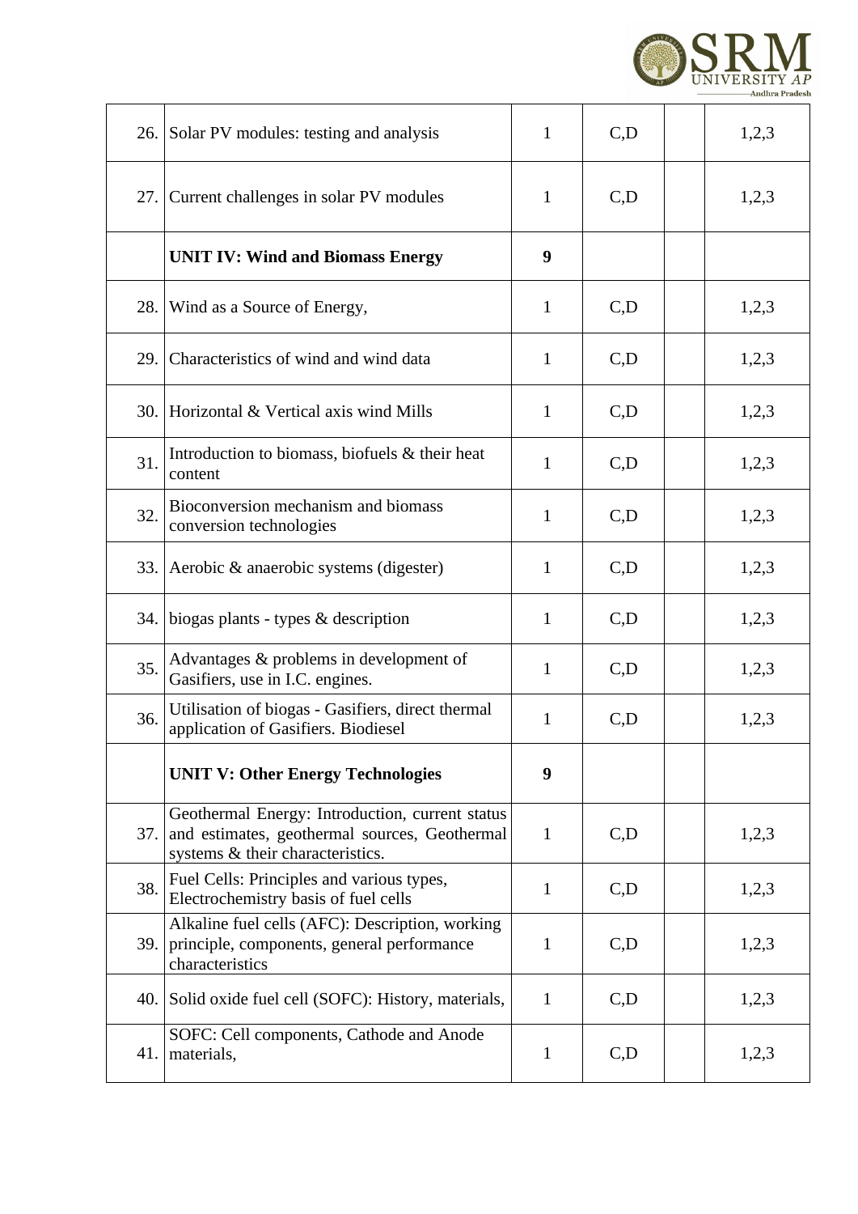| | | | | | |
|---|---|---|---|---|---|
| 26. | Solar PV modules: testing and analysis | 1 | C,D | | 1,2,3 |
| 27. | Current challenges in solar PV modules | 1 | C,D | | 1,2,3 |
| | **UNIT IV: Wind and Biomass Energy** | **9** | | | |
| 28. | Wind as a Source of Energy, | 1 | C,D | | 1,2,3 |
| 29. | Characteristics of wind and wind data | 1 | C,D | | 1,2,3 |
| 30. | Horizontal & Vertical axis wind Mills | 1 | C,D | | 1,2,3 |
| 31. | Introduction to biomass, biofuels & their heat content | 1 | C,D | | 1,2,3 |
| 32. | Bioconversion mechanism and biomass conversion technologies | 1 | C,D | | 1,2,3 |
| 33. | Aerobic & anaerobic systems (digester) | 1 | C,D | | 1,2,3 |
| 34. | biogas plants - types & description | 1 | C,D | | 1,2,3 |
| 35. | Advantages & problems in development of Gasifiers, use in I.C. engines. | 1 | C,D | | 1,2,3 |
| 36. | Utilisation of biogas - Gasifiers, direct thermal application of Gasifiers. Biodiesel | 1 | C,D | | 1,2,3 |
| | **UNIT V: Other Energy Technologies** | **9** | | | |
| 37. | Geothermal Energy: Introduction, current status and estimates, geothermal sources, Geothermal systems & their characteristics. | 1 | C,D | | 1,2,3 |
| 38. | Fuel Cells: Principles and various types, Electrochemistry basis of fuel cells | 1 | C,D | | 1,2,3 |
| 39. | Alkaline fuel cells (AFC): Description, working principle, components, general performance characteristics | 1 | C,D | | 1,2,3 |
| 40. | Solid oxide fuel cell (SOFC): History, materials, | 1 | C,D | | 1,2,3 |
| 41. | SOFC: Cell components, Cathode and Anode materials, | 1 | C,D | | 1,2,3 |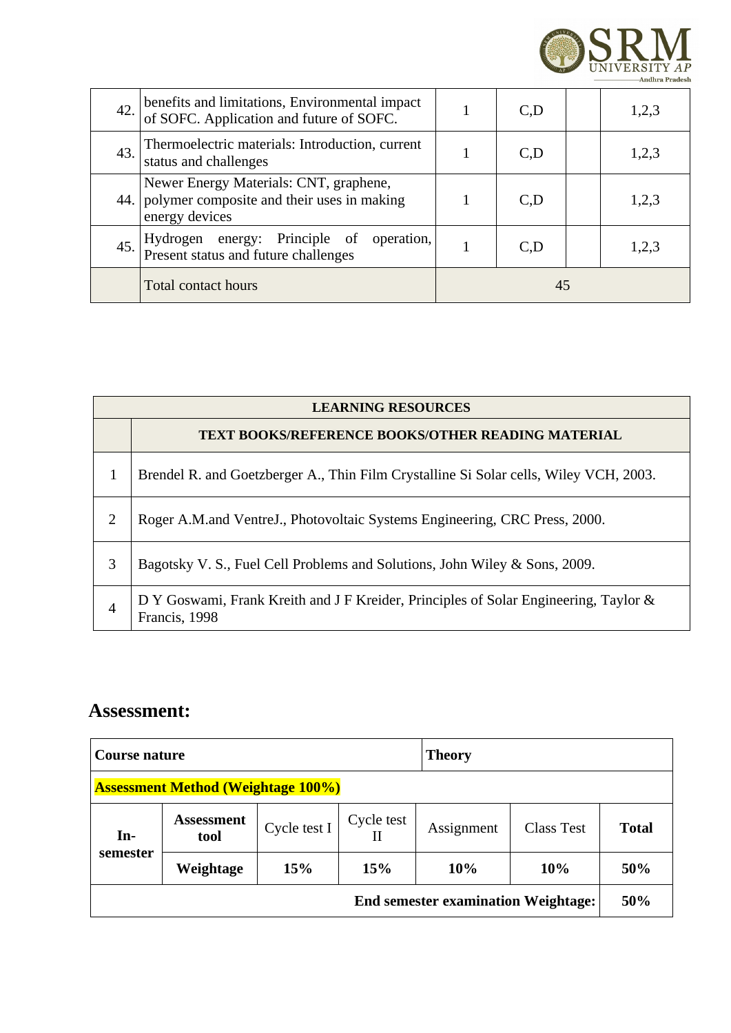| | | | | | |
|---|---|---|---|---|---|
| 42. | benefits and limitations, Environmental impact of SOFC. Application and future of SOFC. | 1 | C,D | | 1,2,3 |
| 43. | Thermoelectric materials: Introduction, current status and challenges | 1 | C,D | | 1,2,3 |
| 44. | Newer Energy Materials: CNT, graphene, polymer composite and their uses in making energy devices | 1 | C,D | | 1,2,3 |
| 45. | Hydrogen energy: Principle of operation, Present status and future challenges | 1 | C,D | | 1,2,3 |
| | Total contact hours | 45 | | | |

| LEARNING RESOURCES | |
|---|---|
| | **TEXT BOOKS/REFERENCE BOOKS/OTHER READING MATERIAL** |
| 1 | Brendel R. and Goetzberger A., Thin Film Crystalline Si Solar cells, Wiley VCH, 2003. |
| 2 | Roger A.M.and VentreJ., Photovoltaic Systems Engineering, CRC Press, 2000. |
| 3 | Bagotsky V. S., Fuel Cell Problems and Solutions, John Wiley & Sons, 2009. |
| 4 | D Y Goswami, Frank Kreith and J F Kreider, Principles of Solar Engineering, Taylor & Francis, 1998 |

## Assessment:

| **Course nature** | | | | **Theory** | | |
|---|---|---|---|---|---|---|
| **Assessment Method (Weightage 100%)** | | | | | | |
| **In-semester** | **Assessment tool** | Cycle test I | Cycle test II | Assignment | Class Test | **Total** |
| | **Weightage** | **15%** | **15%** | **10%** | **10%** | **50%** |
| **End semester examination Weightage:** | | | | | | **50%** |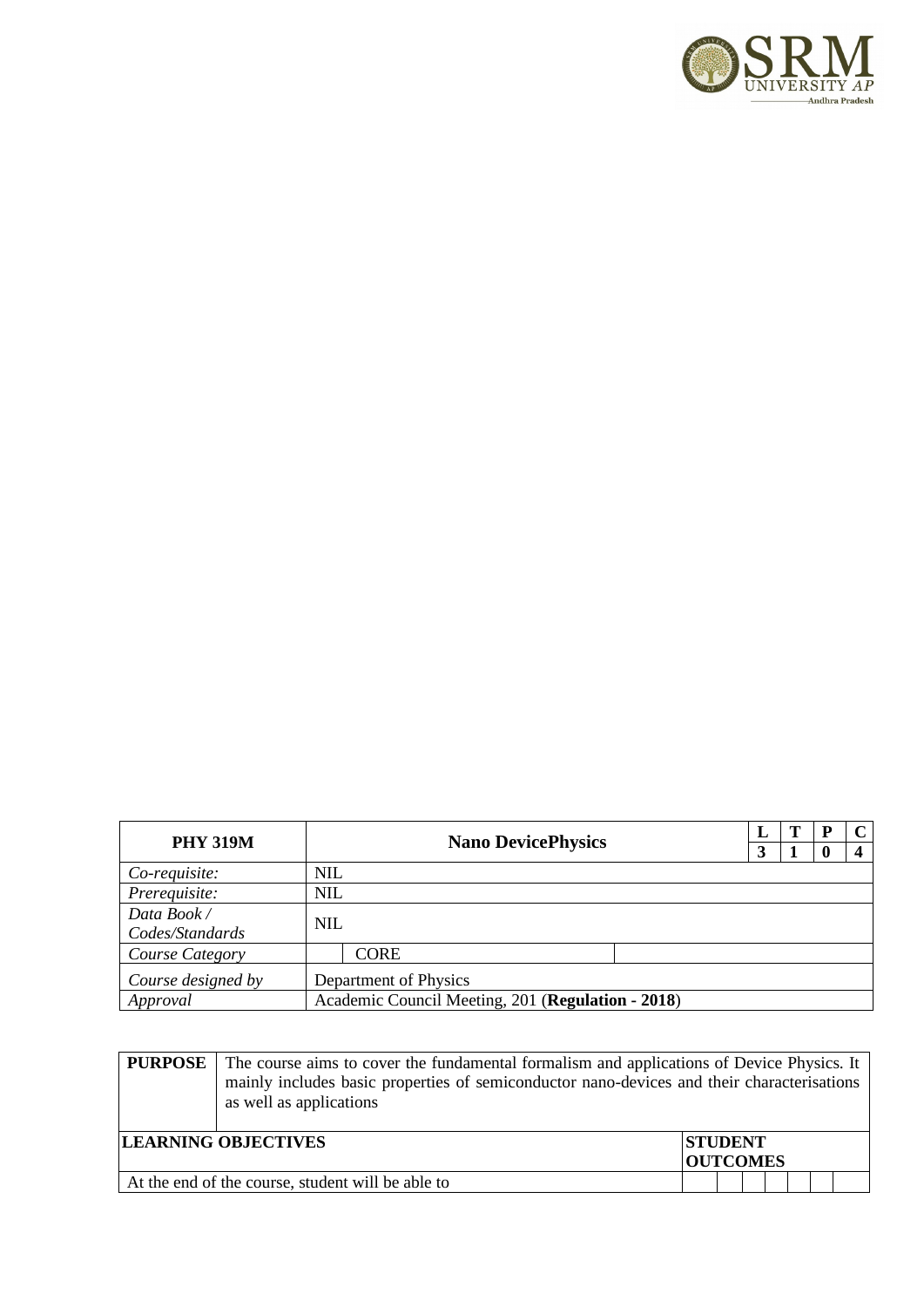| PHY 319M | Nano DevicePhysics | L | T | P | C |
|---|---|---|---|---|---|
| | | 3 | 1 | 0 | 4 |
| *Co-requisite:* | NIL | | | | |
| *Prerequisite:* | NIL | | | | |
| *Data Book / Codes/Standards* | NIL | | | | |
| *Course Category* | CORE | | | | |
| *Course designed by* | Department of Physics | | | | |
| *Approval* | Academic Council Meeting, 201 (**Regulation - 2018**) | | | | |

| **PURPOSE** | The course aims to cover the fundamental formalism and applications of Device Physics. It mainly includes basic properties of semiconductor nano-devices and their characterisations as well as applications |
|---|---|

| **LEARNING OBJECTIVES** | **STUDENT OUTCOMES** | | | | | | |
|---|---|---|---|---|---|---|---|
| At the end of the course, student will be able to | | | | | | | |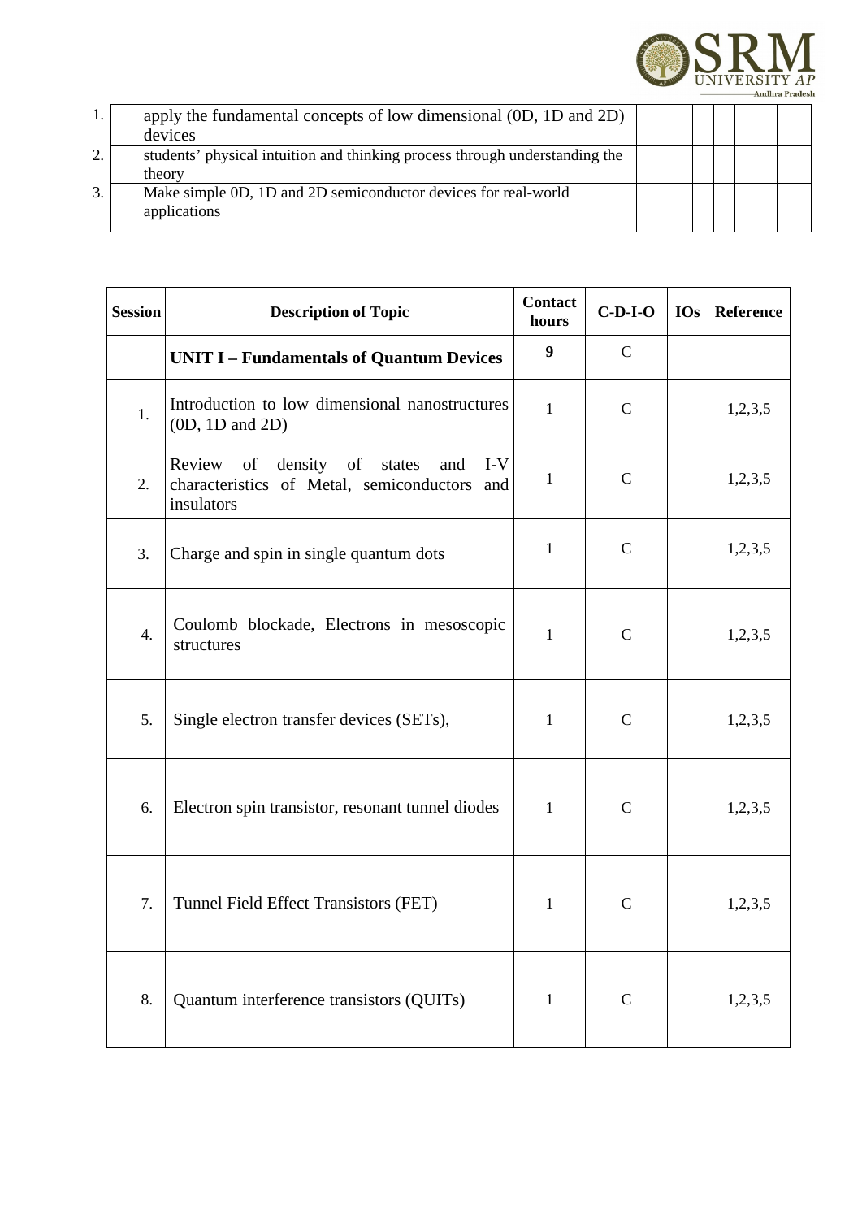| | | | | | | | | | |
|---|---|---|---|---|---|---|---|---|---|
| 1. | | apply the fundamental concepts of low dimensional (0D, 1D and 2D) devices | | | | | | | |
| 2. | | students' physical intuition and thinking process through understanding the theory | | | | | | | |
| 3. | | Make simple 0D, 1D and 2D semiconductor devices for real-world applications | | | | | | | |

| Session | Description of Topic | Contact hours | C-D-I-O | IOs | Reference |
|---|---|---|---|---|---|
| | **UNIT I – Fundamentals of Quantum Devices** | **9** | C | | |
| 1. | Introduction to low dimensional nanostructures (0D, 1D and 2D) | 1 | C | | 1,2,3,5 |
| 2. | Review of density of states and I-V characteristics of Metal, semiconductors and insulators | 1 | C | | 1,2,3,5 |
| 3. | Charge and spin in single quantum dots | 1 | C | | 1,2,3,5 |
| 4. | Coulomb blockade, Electrons in mesoscopic structures | 1 | C | | 1,2,3,5 |
| 5. | Single electron transfer devices (SETs), | 1 | C | | 1,2,3,5 |
| 6. | Electron spin transistor, resonant tunnel diodes | 1 | C | | 1,2,3,5 |
| 7. | Tunnel Field Effect Transistors (FET) | 1 | C | | 1,2,3,5 |
| 8. | Quantum interference transistors (QUITs) | 1 | C | | 1,2,3,5 |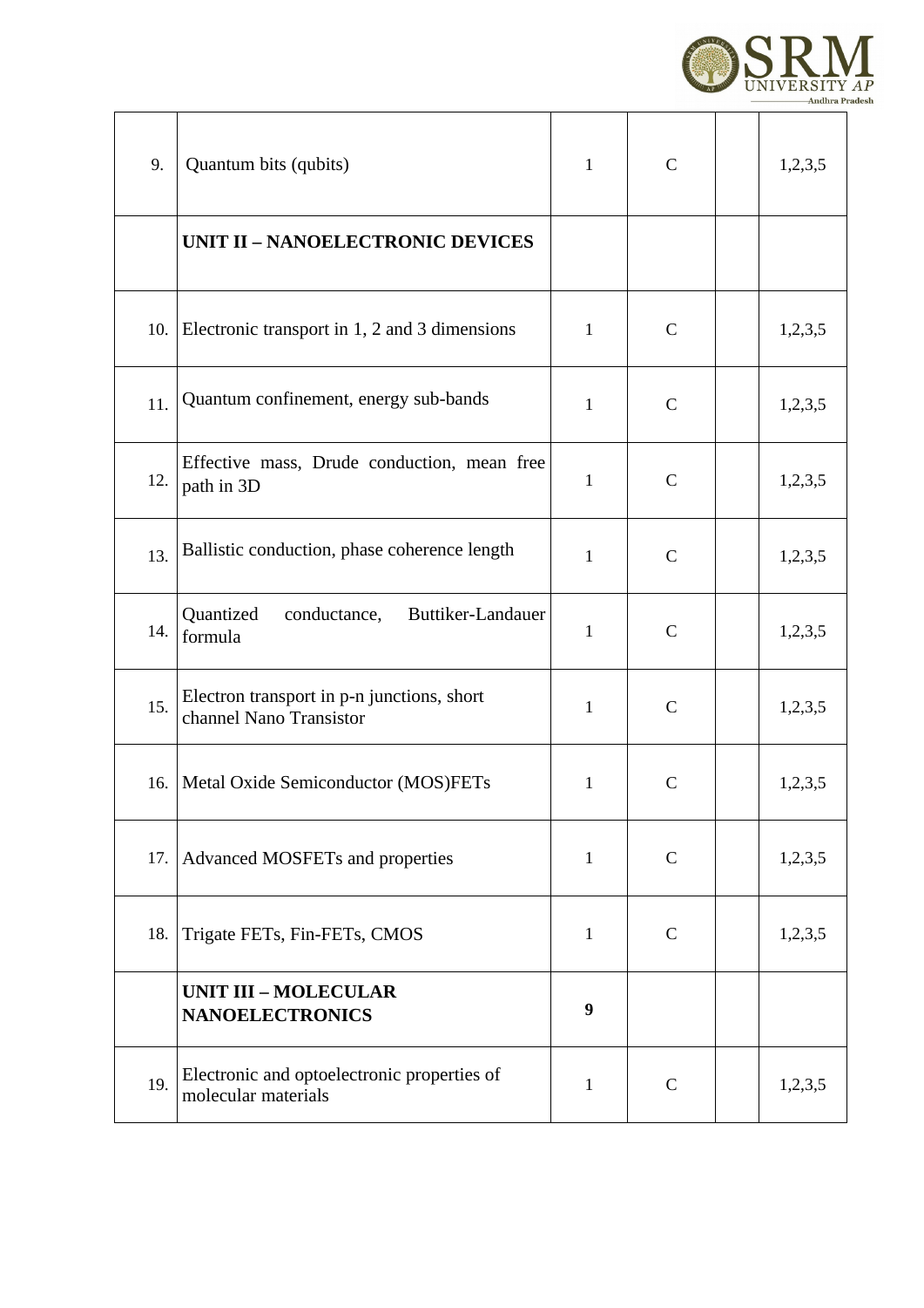| | | | | | |
|---|---|---|---|---|---|
| 9. | Quantum bits (qubits) | 1 | C | | 1,2,3,5 |
| | **UNIT II – NANOELECTRONIC DEVICES** | | | | |
| 10. | Electronic transport in 1, 2 and 3 dimensions | 1 | C | | 1,2,3,5 |
| 11. | Quantum confinement, energy sub-bands | 1 | C | | 1,2,3,5 |
| 12. | Effective mass, Drude conduction, mean free path in 3D | 1 | C | | 1,2,3,5 |
| 13. | Ballistic conduction, phase coherence length | 1 | C | | 1,2,3,5 |
| 14. | Quantized conductance, Buttiker-Landauer formula | 1 | C | | 1,2,3,5 |
| 15. | Electron transport in p-n junctions, short channel Nano Transistor | 1 | C | | 1,2,3,5 |
| 16. | Metal Oxide Semiconductor (MOS)FETs | 1 | C | | 1,2,3,5 |
| 17. | Advanced MOSFETs and properties | 1 | C | | 1,2,3,5 |
| 18. | Trigate FETs, Fin-FETs, CMOS | 1 | C | | 1,2,3,5 |
| | **UNIT III – MOLECULAR NANOELECTRONICS** | **9** | | | |
| 19. | Electronic and optoelectronic properties of molecular materials | 1 | C | | 1,2,3,5 |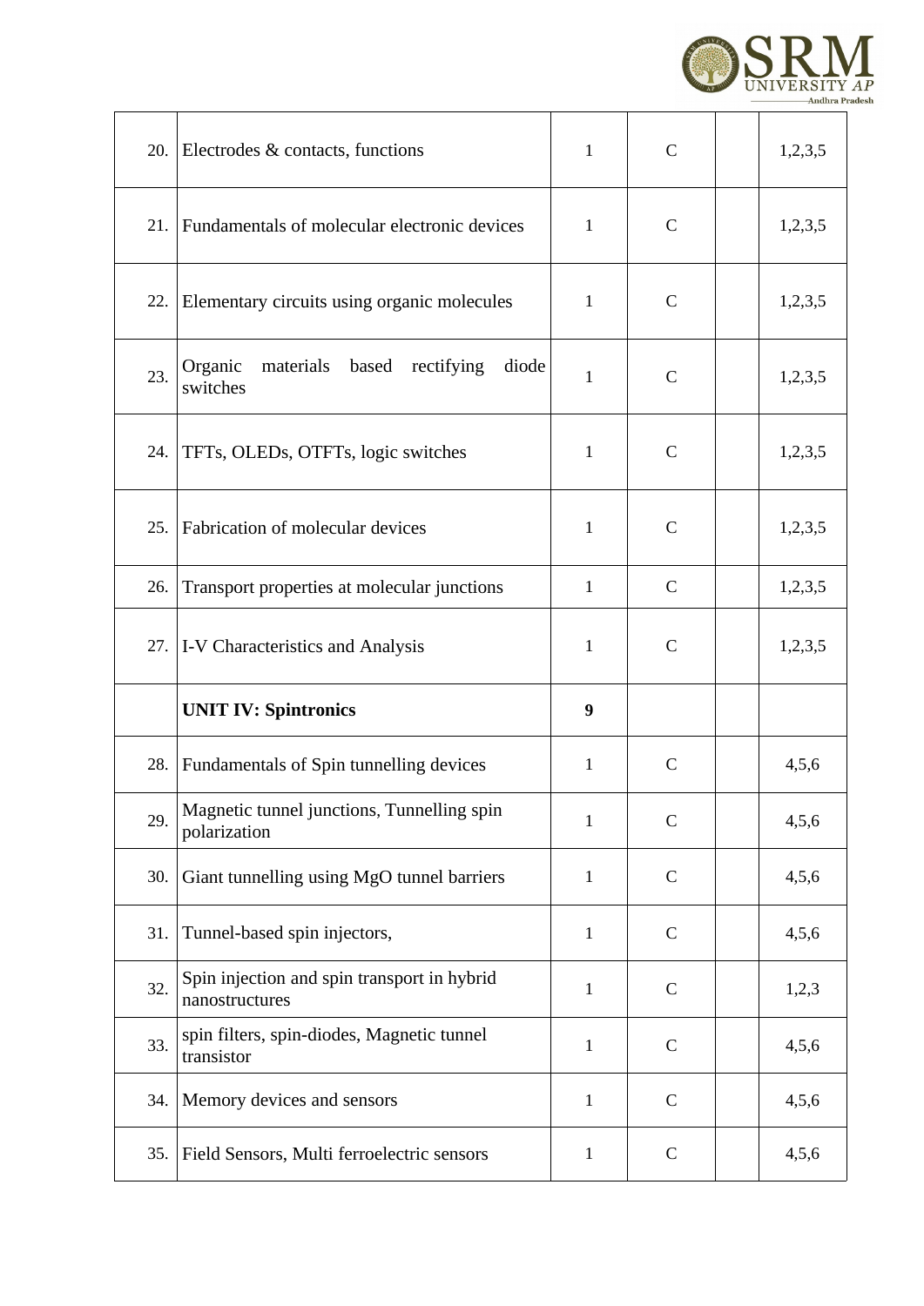| | | | | | |
|---|---|---|---|---|---|
| 20. | Electrodes & contacts, functions | 1 | C | | 1,2,3,5 |
| 21. | Fundamentals of molecular electronic devices | 1 | C | | 1,2,3,5 |
| 22. | Elementary circuits using organic molecules | 1 | C | | 1,2,3,5 |
| 23. | Organic materials based rectifying diode switches | 1 | C | | 1,2,3,5 |
| 24. | TFTs, OLEDs, OTFTs, logic switches | 1 | C | | 1,2,3,5 |
| 25. | Fabrication of molecular devices | 1 | C | | 1,2,3,5 |
| 26. | Transport properties at molecular junctions | 1 | C | | 1,2,3,5 |
| 27. | I-V Characteristics and Analysis | 1 | C | | 1,2,3,5 |
| | **UNIT IV: Spintronics** | **9** | | | |
| 28. | Fundamentals of Spin tunnelling devices | 1 | C | | 4,5,6 |
| 29. | Magnetic tunnel junctions, Tunnelling spin polarization | 1 | C | | 4,5,6 |
| 30. | Giant tunnelling using MgO tunnel barriers | 1 | C | | 4,5,6 |
| 31. | Tunnel-based spin injectors, | 1 | C | | 4,5,6 |
| 32. | Spin injection and spin transport in hybrid nanostructures | 1 | C | | 1,2,3 |
| 33. | spin filters, spin-diodes, Magnetic tunnel transistor | 1 | C | | 4,5,6 |
| 34. | Memory devices and sensors | 1 | C | | 4,5,6 |
| 35. | Field Sensors, Multi ferroelectric sensors | 1 | C | | 4,5,6 |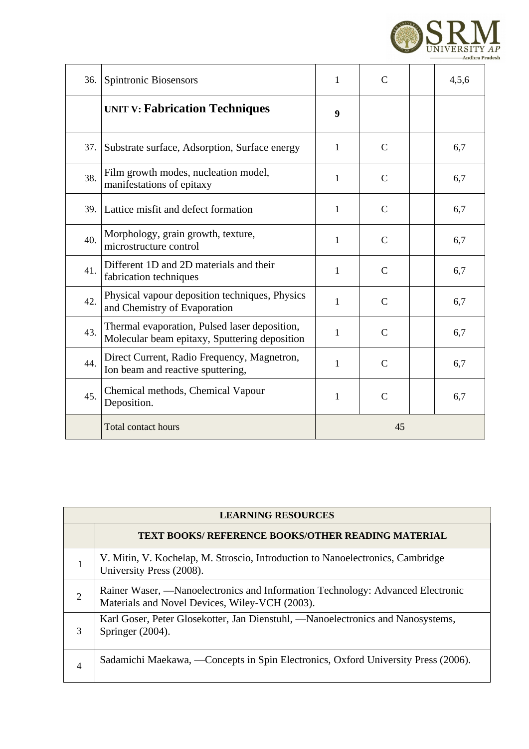| | | | | | |
|---|---|---|---|---|---|
| 36. | Spintronic Biosensors | 1 | C | | 4,5,6 |
| | **UNIT V: Fabrication Techniques** | **9** | | | |
| 37. | Substrate surface, Adsorption, Surface energy | 1 | C | | 6,7 |
| 38. | Film growth modes, nucleation model, manifestations of epitaxy | 1 | C | | 6,7 |
| 39. | Lattice misfit and defect formation | 1 | C | | 6,7 |
| 40. | Morphology, grain growth, texture, microstructure control | 1 | C | | 6,7 |
| 41. | Different 1D and 2D materials and their fabrication techniques | 1 | C | | 6,7 |
| 42. | Physical vapour deposition techniques, Physics and Chemistry of Evaporation | 1 | C | | 6,7 |
| 43. | Thermal evaporation, Pulsed laser deposition, Molecular beam epitaxy, Sputtering deposition | 1 | C | | 6,7 |
| 44. | Direct Current, Radio Frequency, Magnetron, Ion beam and reactive sputtering, | 1 | C | | 6,7 |
| 45. | Chemical methods, Chemical Vapour Deposition. | 1 | C | | 6,7 |
| | Total contact hours | 45 | | | |

| **LEARNING RESOURCES** | |
|---|---|
| | **TEXT BOOKS/ REFERENCE BOOKS/OTHER READING MATERIAL** |
| 1 | V. Mitin, V. Kochelap, M. Stroscio, Introduction to Nanoelectronics, Cambridge University Press (2008). |
| 2 | Rainer Waser, —Nanoelectronics and Information Technology: Advanced Electronic Materials and Novel Devices, Wiley-VCH (2003). |
| 3 | Karl Goser, Peter Glosekotter, Jan Dienstuhl, —Nanoelectronics and Nanosystems, Springer (2004). |
| 4 | Sadamichi Maekawa, —Concepts in Spin Electronics, Oxford University Press (2006). |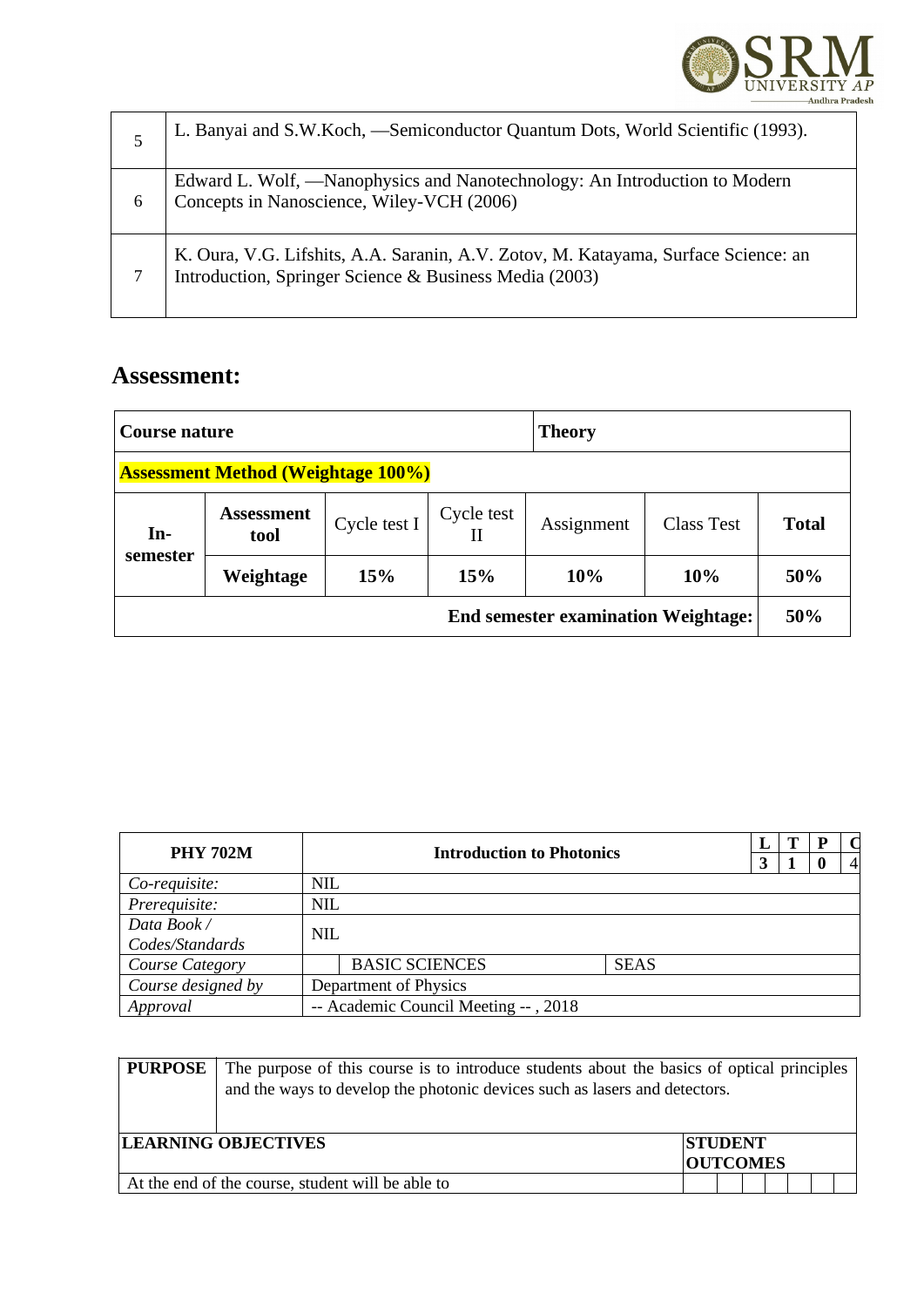| | |
|---|---|
| 5 | L. Banyai and S.W.Koch, —Semiconductor Quantum Dots, World Scientific (1993). |
| 6 | Edward L. Wolf, —Nanophysics and Nanotechnology: An Introduction to Modern Concepts in Nanoscience, Wiley-VCH (2006) |
| 7 | K. Oura, V.G. Lifshits, A.A. Saranin, A.V. Zotov, M. Katayama, Surface Science: an Introduction, Springer Science & Business Media (2003) |

## Assessment:

| **Course nature** | | | | **Theory** | | |
|---|---|---|---|---|---|---|
| **Assessment Method (Weightage 100%)** | | | | | | |
| **In-semester** | **Assessment tool** | Cycle test I | Cycle test II | Assignment | Class Test | **Total** |
| | **Weightage** | **15%** | **15%** | **10%** | **10%** | **50%** |
| **End semester examination Weightage:** | | | | | | **50%** |

| **PHY 702M** | **Introduction to Photonics** | | **L** | **T** | **P** | **C** |
|---|---|---|---|---|---|---|
| | | | **3** | **1** | **0** | 4 |
| *Co-requisite:* | NIL | | | | | |
| *Prerequisite:* | NIL | | | | | |
| *Data Book / Codes/Standards* | NIL | | | | | |
| *Course Category* | BASIC SCIENCES | SEAS | | | | |
| *Course designed by* | Department of Physics | | | | | |
| *Approval* | -- Academic Council Meeting -- , 2018 | | | | | |

| **PURPOSE** | The purpose of this course is to introduce students about the basics of optical principles and the ways to develop the photonic devices such as lasers and detectors. |
|---|---|

| **LEARNING OBJECTIVES** | **STUDENT OUTCOMES** | | | | | | |
|---|---|---|---|---|---|---|---|
| At the end of the course, student will be able to | | | | | | | |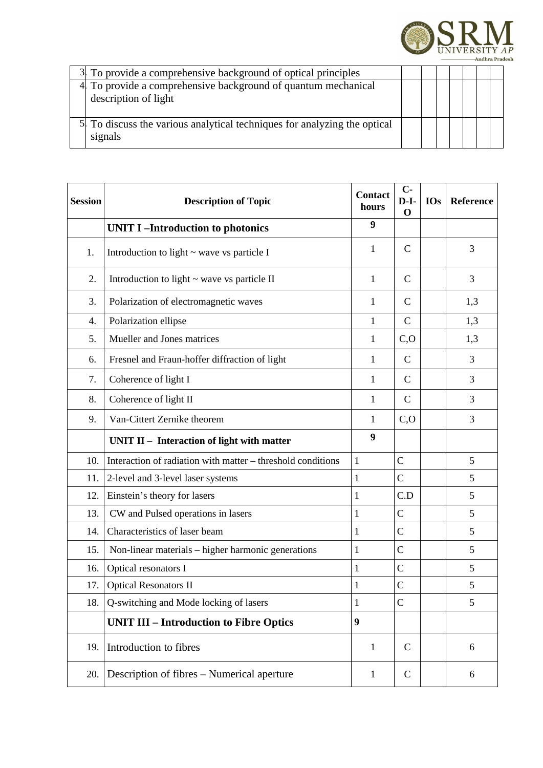| | | | | | | | | |
|---|---|---|---|---|---|---|---|---|
| 3. | To provide a comprehensive background of optical principles | | | | | | | |
| 4. | To provide a comprehensive background of quantum mechanical description of light | | | | | | | |
| 5. | To discuss the various analytical techniques for analyzing the optical signals | | | | | | | |

| Session | Description of Topic | Contact hours | C-D-I-O | IOs | Reference |
|---|---|---|---|---|---|
| | **UNIT I –Introduction to photonics** | **9** | | | |
| 1. | Introduction to light ~ wave vs particle I | 1 | C | | 3 |
| 2. | Introduction to light ~ wave vs particle II | 1 | C | | 3 |
| 3. | Polarization of electromagnetic waves | 1 | C | | 1,3 |
| 4. | Polarization ellipse | 1 | C | | 1,3 |
| 5. | Mueller and Jones matrices | 1 | C,O | | 1,3 |
| 6. | Fresnel and Fraun-hoffer diffraction of light | 1 | C | | 3 |
| 7. | Coherence of light I | 1 | C | | 3 |
| 8. | Coherence of light II | 1 | C | | 3 |
| 9. | Van-Cittert Zernike theorem | 1 | C,O | | 3 |
| | **UNIT II – Interaction of light with matter** | **9** | | | |
| 10. | Interaction of radiation with matter – threshold conditions | 1 | C | | 5 |
| 11. | 2-level and 3-level laser systems | 1 | C | | 5 |
| 12. | Einstein's theory for lasers | 1 | C.D | | 5 |
| 13. | CW and Pulsed operations in lasers | 1 | C | | 5 |
| 14. | Characteristics of laser beam | 1 | C | | 5 |
| 15. | Non-linear materials – higher harmonic generations | 1 | C | | 5 |
| 16. | Optical resonators I | 1 | C | | 5 |
| 17. | Optical Resonators II | 1 | C | | 5 |
| 18. | Q-switching and Mode locking of lasers | 1 | C | | 5 |
| | **UNIT III – Introduction to Fibre Optics** | **9** | | | |
| 19. | Introduction to fibres | 1 | C | | 6 |
| 20. | Description of fibres – Numerical aperture | 1 | C | | 6 |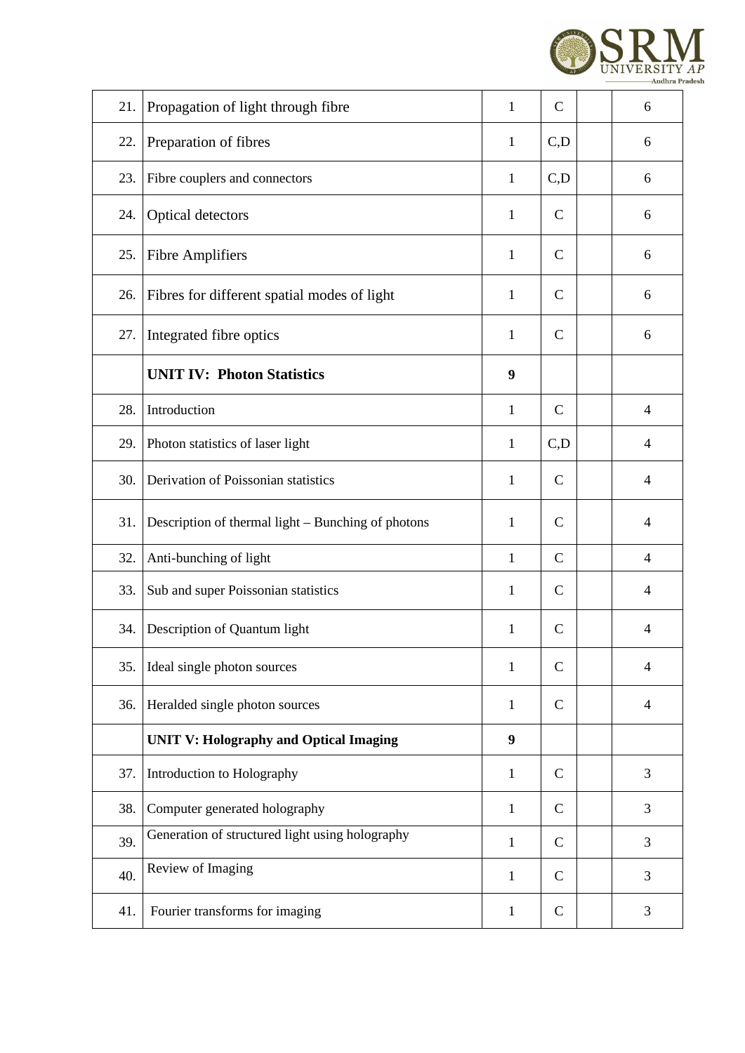| 21. | Propagation of light through fibre | 1 | C | | 6 |
|---|---|---|---|---|---|
| 22. | Preparation of fibres | 1 | C,D | | 6 |
| 23. | Fibre couplers and connectors | 1 | C,D | | 6 |
| 24. | Optical detectors | 1 | C | | 6 |
| 25. | Fibre Amplifiers | 1 | C | | 6 |
| 26. | Fibres for different spatial modes of light | 1 | C | | 6 |
| 27. | Integrated fibre optics | 1 | C | | 6 |
| | **UNIT IV: Photon Statistics** | **9** | | | |
| 28. | Introduction | 1 | C | | 4 |
| 29. | Photon statistics of laser light | 1 | C,D | | 4 |
| 30. | Derivation of Poissonian statistics | 1 | C | | 4 |
| 31. | Description of thermal light – Bunching of photons | 1 | C | | 4 |
| 32. | Anti-bunching of light | 1 | C | | 4 |
| 33. | Sub and super Poissonian statistics | 1 | C | | 4 |
| 34. | Description of Quantum light | 1 | C | | 4 |
| 35. | Ideal single photon sources | 1 | C | | 4 |
| 36. | Heralded single photon sources | 1 | C | | 4 |
| | **UNIT V: Holography and Optical Imaging** | **9** | | | |
| 37. | Introduction to Holography | 1 | C | | 3 |
| 38. | Computer generated holography | 1 | C | | 3 |
| 39. | Generation of structured light using holography | 1 | C | | 3 |
| 40. | Review of Imaging | 1 | C | | 3 |
| 41. | Fourier transforms for imaging | 1 | C | | 3 |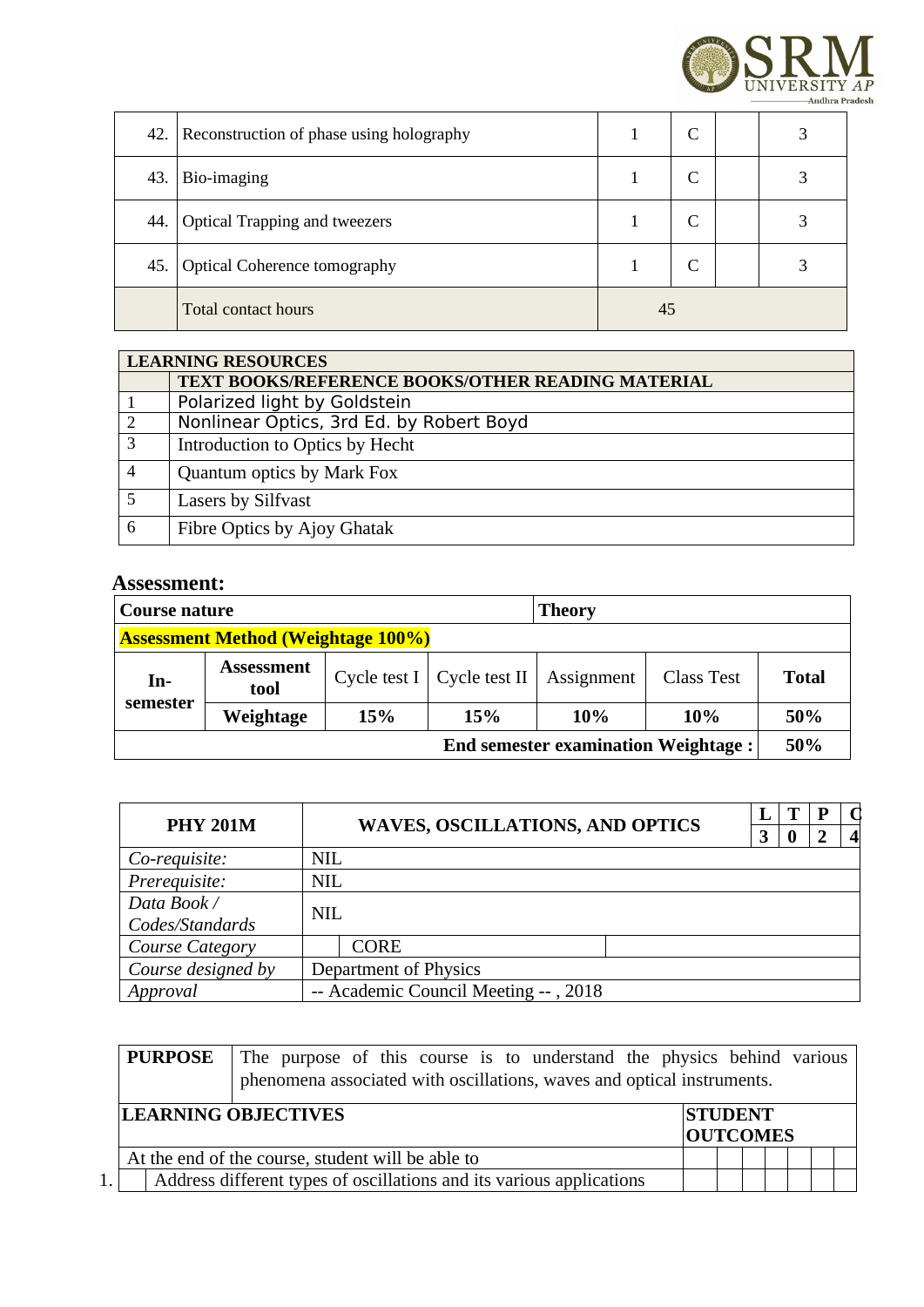| | | | | | |
|---|---|---|---|---|---|
| 42. | Reconstruction of phase using holography | 1 | C | | 3 |
| 43. | Bio-imaging | 1 | C | | 3 |
| 44. | Optical Trapping and tweezers | 1 | C | | 3 |
| 45. | Optical Coherence tomography | 1 | C | | 3 |
| | Total contact hours | 45 | | | |

| LEARNING RESOURCES | |
|---|---|
| | **TEXT BOOKS/REFERENCE BOOKS/OTHER READING MATERIAL** |
| 1 | Polarized light by Goldstein |
| 2 | Nonlinear Optics, 3rd Ed. by Robert Boyd |
| 3 | Introduction to Optics by Hecht |
| 4 | Quantum optics by Mark Fox |
| 5 | Lasers by Silfvast |
| 6 | Fibre Optics by Ajoy Ghatak |

## Assessment:

| **Course nature** | | | | **Theory** | | |
|---|---|---|---|---|---|---|
| **Assessment Method (Weightage 100%)** | | | | | | |
| **In-semester** | **Assessment tool** | Cycle test I | Cycle test II | Assignment | Class Test | **Total** |
| | **Weightage** | **15%** | **15%** | **10%** | **10%** | **50%** |
| **End semester examination Weightage :** | | | | | | **50%** |

| **PHY 201M** | **WAVES, OSCILLATIONS, AND OPTICS** | **L** | **T** | **P** | **C** |
|---|---|---|---|---|---|
| | | **3** | **0** | **2** | **4** |
| *Co-requisite:* | NIL | | | | |
| *Prerequisite:* | NIL | | | | |
| *Data Book / Codes/Standards* | NIL | | | | |
| *Course Category* | CORE | | | | |
| *Course designed by* | Department of Physics | | | | |
| *Approval* | -- Academic Council Meeting -- , 2018 | | | | |

| **PURPOSE** | The purpose of this course is to understand the physics behind various phenomena associated with oscillations, waves and optical instruments. |
|---|---|

| **LEARNING OBJECTIVES** | **STUDENT OUTCOMES** | | | | | | | |
|---|---|---|---|---|---|---|---|---|
| At the end of the course, student will be able to | | | | | | | | |
| 1. Address different types of oscillations and its various applications | | | | | | | | |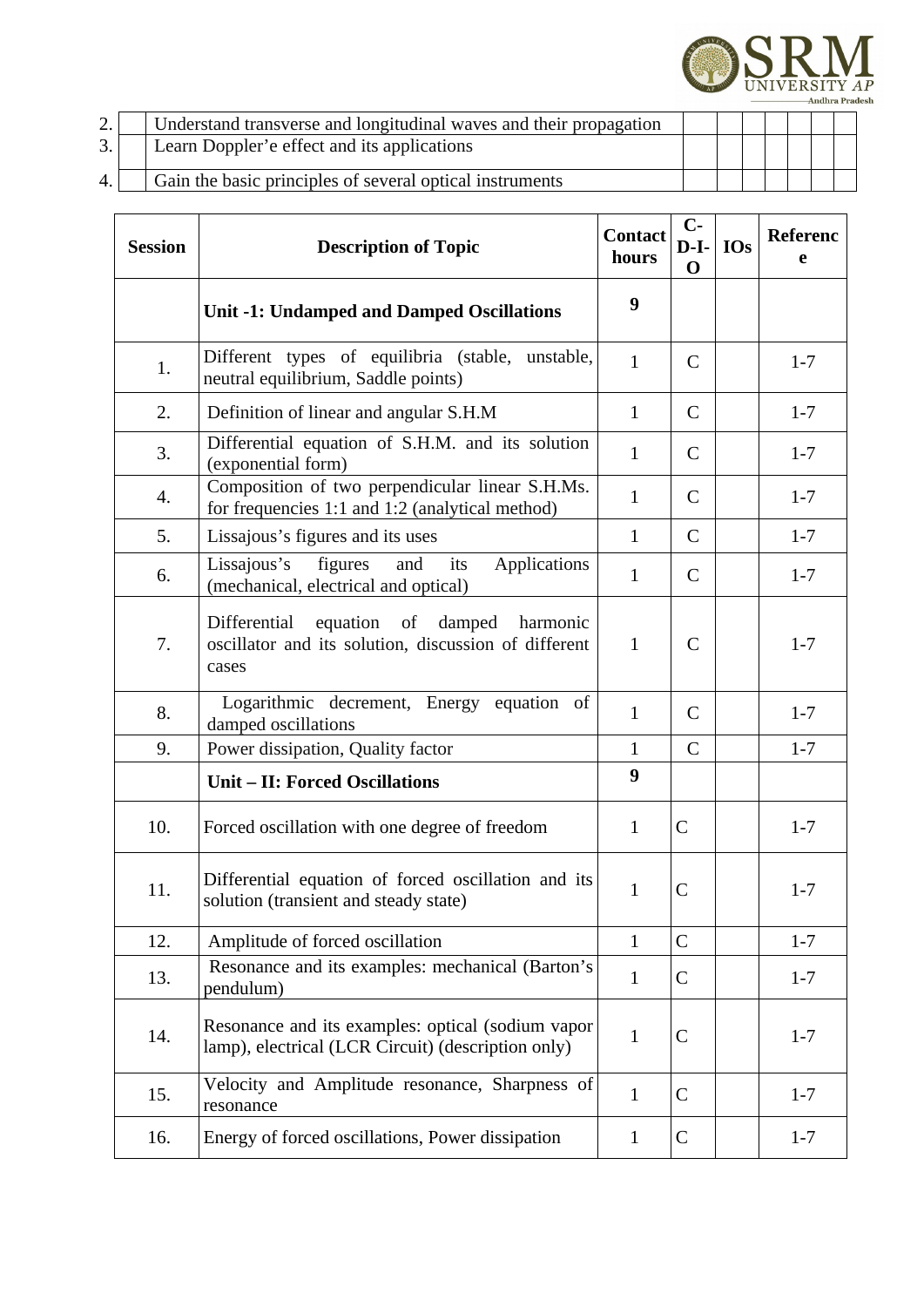| 2. | | Understand transverse and longitudinal waves and their propagation | | | | | | | |
|---|---|---|---|---|---|---|---|---|---|
| 3. | | Learn Doppler'e effect and its applications | | | | | | | |
| 4. | | Gain the basic principles of several optical instruments | | | | | | | |

| Session | Description of Topic | Contact hours | C-D-I-O | IOs | Reference |
|---|---|---|---|---|---|
| | **Unit -1: Undamped and Damped Oscillations** | **9** | | | |
| 1. | Different types of equilibria (stable, unstable, neutral equilibrium, Saddle points) | 1 | C | | 1-7 |
| 2. | Definition of linear and angular S.H.M | 1 | C | | 1-7 |
| 3. | Differential equation of S.H.M. and its solution (exponential form) | 1 | C | | 1-7 |
| 4. | Composition of two perpendicular linear S.H.Ms. for frequencies 1:1 and 1:2 (analytical method) | 1 | C | | 1-7 |
| 5. | Lissajous's figures and its uses | 1 | C | | 1-7 |
| 6. | Lissajous's figures and its Applications (mechanical, electrical and optical) | 1 | C | | 1-7 |
| 7. | Differential equation of damped harmonic oscillator and its solution, discussion of different cases | 1 | C | | 1-7 |
| 8. | Logarithmic decrement, Energy equation of damped oscillations | 1 | C | | 1-7 |
| 9. | Power dissipation, Quality factor | 1 | C | | 1-7 |
| | **Unit – II: Forced Oscillations** | **9** | | | |
| 10. | Forced oscillation with one degree of freedom | 1 | C | | 1-7 |
| 11. | Differential equation of forced oscillation and its solution (transient and steady state) | 1 | C | | 1-7 |
| 12. | Amplitude of forced oscillation | 1 | C | | 1-7 |
| 13. | Resonance and its examples: mechanical (Barton's pendulum) | 1 | C | | 1-7 |
| 14. | Resonance and its examples: optical (sodium vapor lamp), electrical (LCR Circuit) (description only) | 1 | C | | 1-7 |
| 15. | Velocity and Amplitude resonance, Sharpness of resonance | 1 | C | | 1-7 |
| 16. | Energy of forced oscillations, Power dissipation | 1 | C | | 1-7 |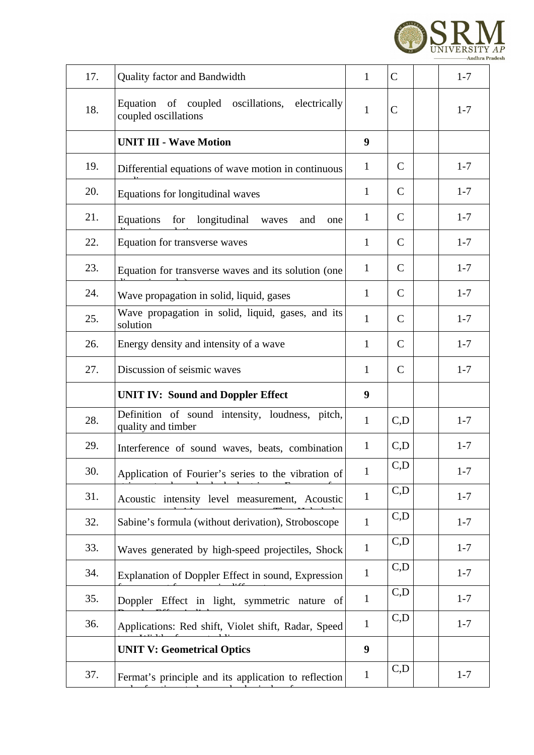| 17. | Quality factor and Bandwidth | 1 | C | | 1-7 |
|---|---|---|---|---|---|
| 18. | Equation of coupled oscillations, electrically coupled oscillations | 1 | C | | 1-7 |
| | **UNIT III - Wave Motion** | **9** | | | |
| 19. | Differential equations of wave motion in continuous | 1 | C | | 1-7 |
| 20. | Equations for longitudinal waves | 1 | C | | 1-7 |
| 21. | Equations for longitudinal waves and one | 1 | C | | 1-7 |
| 22. | Equation for transverse waves | 1 | C | | 1-7 |
| 23. | Equation for transverse waves and its solution (one | 1 | C | | 1-7 |
| 24. | Wave propagation in solid, liquid, gases | 1 | C | | 1-7 |
| 25. | Wave propagation in solid, liquid, gases, and its solution | 1 | C | | 1-7 |
| 26. | Energy density and intensity of a wave | 1 | C | | 1-7 |
| 27. | Discussion of seismic waves | 1 | C | | 1-7 |
| | **UNIT IV: Sound and Doppler Effect** | **9** | | | |
| 28. | Definition of sound intensity, loudness, pitch, quality and timber | 1 | C,D | | 1-7 |
| 29. | Interference of sound waves, beats, combination | 1 | C,D | | 1-7 |
| 30. | Application of Fourier's series to the vibration of | 1 | C,D | | 1-7 |
| 31. | Acoustic intensity level measurement, Acoustic | 1 | C,D | | 1-7 |
| 32. | Sabine's formula (without derivation), Stroboscope | 1 | C,D | | 1-7 |
| 33. | Waves generated by high-speed projectiles, Shock | 1 | C,D | | 1-7 |
| 34. | Explanation of Doppler Effect in sound, Expression | 1 | C,D | | 1-7 |
| 35. | Doppler Effect in light, symmetric nature of | 1 | C,D | | 1-7 |
| 36. | Applications: Red shift, Violet shift, Radar, Speed | 1 | C,D | | 1-7 |
| | **UNIT V: Geometrical Optics** | **9** | | | |
| 37. | Fermat's principle and its application to reflection | 1 | C,D | | 1-7 |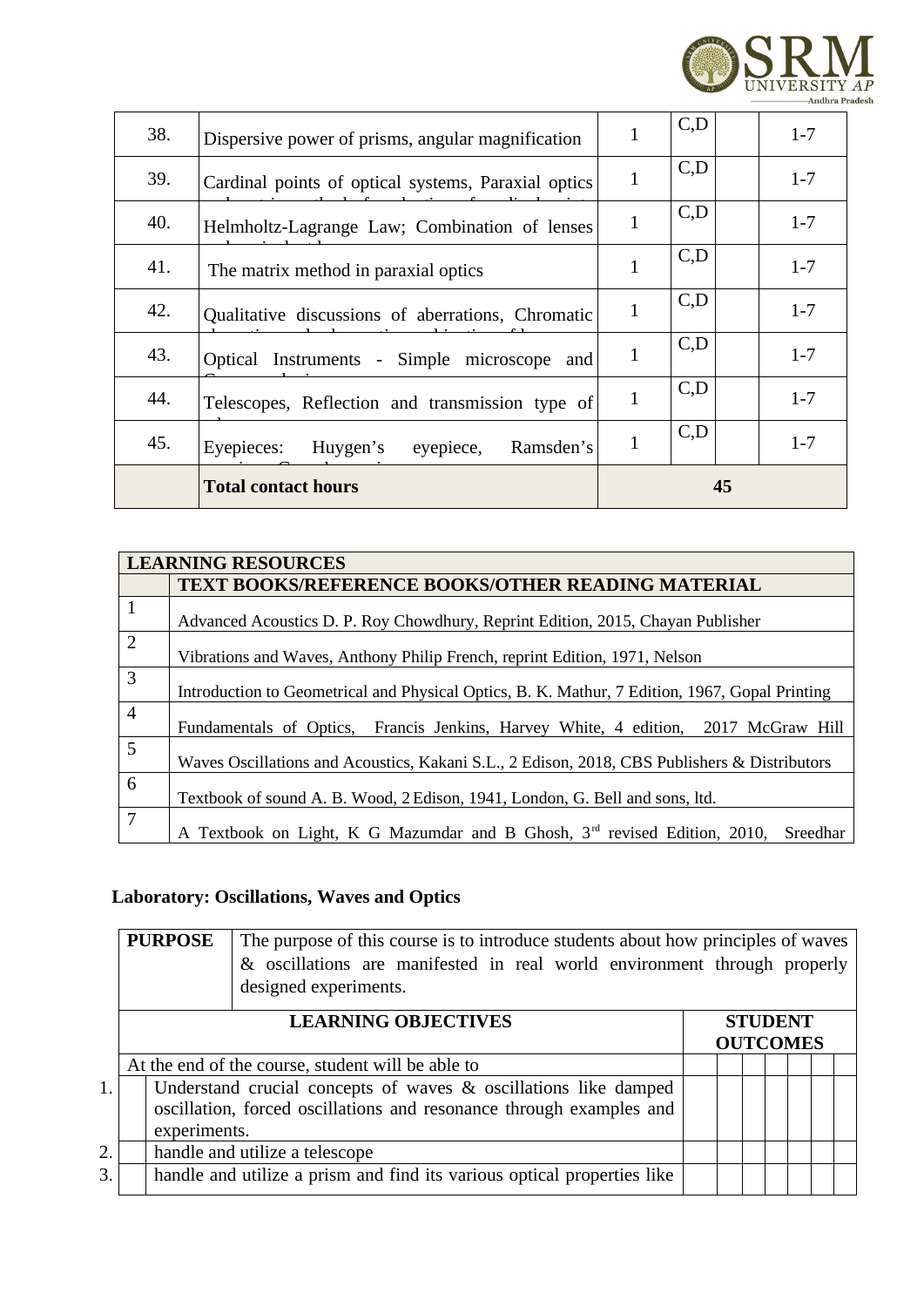| 38. | Dispersive power of prisms, angular magnification | 1 | C,D | | 1-7 |
|---|---|---|---|---|---|
| 39. | Cardinal points of optical systems, Paraxial optics | 1 | C,D | | 1-7 |
| 40. | Helmholtz-Lagrange Law; Combination of lenses | 1 | C,D | | 1-7 |
| 41. | The matrix method in paraxial optics | 1 | C,D | | 1-7 |
| 42. | Qualitative discussions of aberrations, Chromatic | 1 | C,D | | 1-7 |
| 43. | Optical Instruments - Simple microscope and | 1 | C,D | | 1-7 |
| 44. | Telescopes, Reflection and transmission type of | 1 | C,D | | 1-7 |
| 45. | Eyepieces: Huygen's eyepiece, Ramsden's | 1 | C,D | | 1-7 |
| | **Total contact hours** | 45 | | | |

| **LEARNING RESOURCES** | |
|---|---|
| | **TEXT BOOKS/REFERENCE BOOKS/OTHER READING MATERIAL** |
| 1 | Advanced Acoustics D. P. Roy Chowdhury, Reprint Edition, 2015, Chayan Publisher |
| 2 | Vibrations and Waves, Anthony Philip French, reprint Edition, 1971, Nelson |
| 3 | Introduction to Geometrical and Physical Optics, B. K. Mathur, 7 Edition, 1967, Gopal Printing |
| 4 | Fundamentals of Optics, Francis Jenkins, Harvey White, 4 edition, 2017 McGraw Hill |
| 5 | Waves Oscillations and Acoustics, Kakani S.L., 2 Edison, 2018, CBS Publishers & Distributors |
| 6 | Textbook of sound A. B. Wood, 2 Edison, 1941, London, G. Bell and sons, ltd. |
| 7 | A Textbook on Light, K G Mazumdar and B Ghosh, 3rd revised Edition, 2010, Sreedhar |

**Laboratory: Oscillations, Waves and Optics**

| **PURPOSE** | The purpose of this course is to introduce students about how principles of waves & oscillations are manifested in real world environment through properly designed experiments. | | | | | | | |
|---|---|---|---|---|---|---|---|---|
| **LEARNING OBJECTIVES** | | **STUDENT OUTCOMES** | | | | | | |
| At the end of the course, student will be able to | | | | | | | | |
| 1. | Understand crucial concepts of waves & oscillations like damped oscillation, forced oscillations and resonance through examples and experiments. | | | | | | | |
| 2. | handle and utilize a telescope | | | | | | | |
| 3. | handle and utilize a prism and find its various optical properties like | | | | | | | |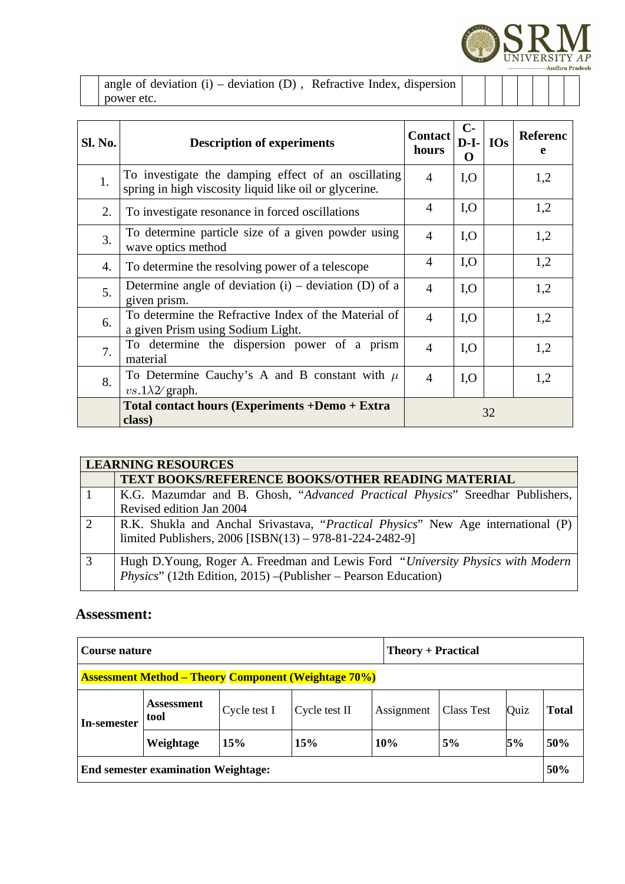| | angle of deviation (i) – deviation (D) , Refractive Index, dispersion power etc. | | | | | | | |
|---|---|---|---|---|---|---|---|---|

| Sl. No. | Description of experiments | Contact hours | C-D-I-O | IOs | Reference |
|---|---|---|---|---|---|
| 1. | To investigate the damping effect of an oscillating spring in high viscosity liquid like oil or glycerine. | 4 | I,O | | 1,2 |
| 2. | To investigate resonance in forced oscillations | 4 | I,O | | 1,2 |
| 3. | To determine particle size of a given powder using wave optics method | 4 | I,O | | 1,2 |
| 4. | To determine the resolving power of a telescope | 4 | I,O | | 1,2 |
| 5. | Determine angle of deviation (i) – deviation (D) of a given prism. | 4 | I,O | | 1,2 |
| 6. | To determine the Refractive Index of the Material of a given Prism using Sodium Light. | 4 | I,O | | 1,2 |
| 7. | To determine the dispersion power of a prism material | 4 | I,O | | 1,2 |
| 8. | To Determine Cauchy's A and B constant with $\mu$ $vs. 1\lambda 2 /$ graph. | 4 | I,O | | 1,2 |
| | **Total contact hours (Experiments +Demo + Extra class)** | 32 | | | |

| **LEARNING RESOURCES** | |
|---|---|
| | **TEXT BOOKS/REFERENCE BOOKS/OTHER READING MATERIAL** |
| 1 | K.G. Mazumdar and B. Ghosh, "*Advanced Practical Physics*" Sreedhar Publishers, Revised edition Jan 2004 |
| 2 | R.K. Shukla and Anchal Srivastava, "*Practical Physics*" New Age international (P) limited Publishers, 2006 [ISBN(13) – 978-81-224-2482-9] |
| 3 | Hugh D.Young, Roger A. Freedman and Lewis Ford "*University Physics with Modern Physics*" (12th Edition, 2015) –(Publisher – Pearson Education) |

## Assessment:

| **Course nature** | | | | **Theory + Practical** | | | |
|---|---|---|---|---|---|---|---|
| **Assessment Method – Theory Component (Weightage 70%)** | | | | | | | |
| **In-semester** | **Assessment tool** | Cycle test I | Cycle test II | Assignment | Class Test | Quiz | **Total** |
| | **Weightage** | **15%** | **15%** | **10%** | **5%** | **5%** | **50%** |
| **End semester examination Weightage:** | | | | | | | **50%** |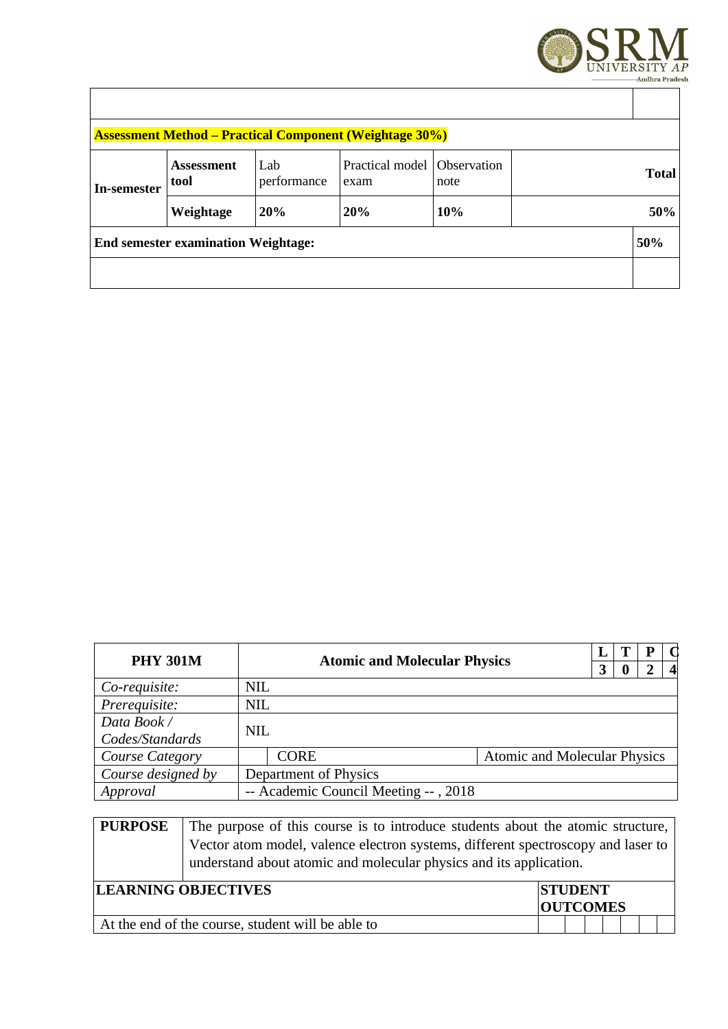| | | | | | | |
|---|---|---|---|---|---|---|
| | | | | | | |
| **Assessment Method – Practical Component (Weightage 30%)** | | | | | | |
| **In-semester** | **Assessment tool** | Lab performance | Practical model exam | Observation note | | **Total** |
| | **Weightage** | **20%** | **20%** | **10%** | | **50%** |
| **End semester examination Weightage:** | | | | | | **50%** |
| | | | | | | |

| **PHY 301M** | **Atomic and Molecular Physics** | | **L** | **T** | **P** | **C** |
|---|---|---|---|---|---|---|
| | | | **3** | **0** | **2** | **4** |
| *Co-requisite:* | NIL | | | | | |
| *Prerequisite:* | NIL | | | | | |
| *Data Book / Codes/Standards* | NIL | | | | | |
| *Course Category* | CORE | Atomic and Molecular Physics | | | | |
| *Course designed by* | Department of Physics | | | | | |
| *Approval* | -- Academic Council Meeting -- , 2018 | | | | | |

| **PURPOSE** | The purpose of this course is to introduce students about the atomic structure, Vector atom model, valence electron systems, different spectroscopy and laser to understand about atomic and molecular physics and its application. |
|---|---|

| **LEARNING OBJECTIVES** | **STUDENT OUTCOMES** | | | | | | |
|---|---|---|---|---|---|---|---|
| At the end of the course, student will be able to | | | | | | | |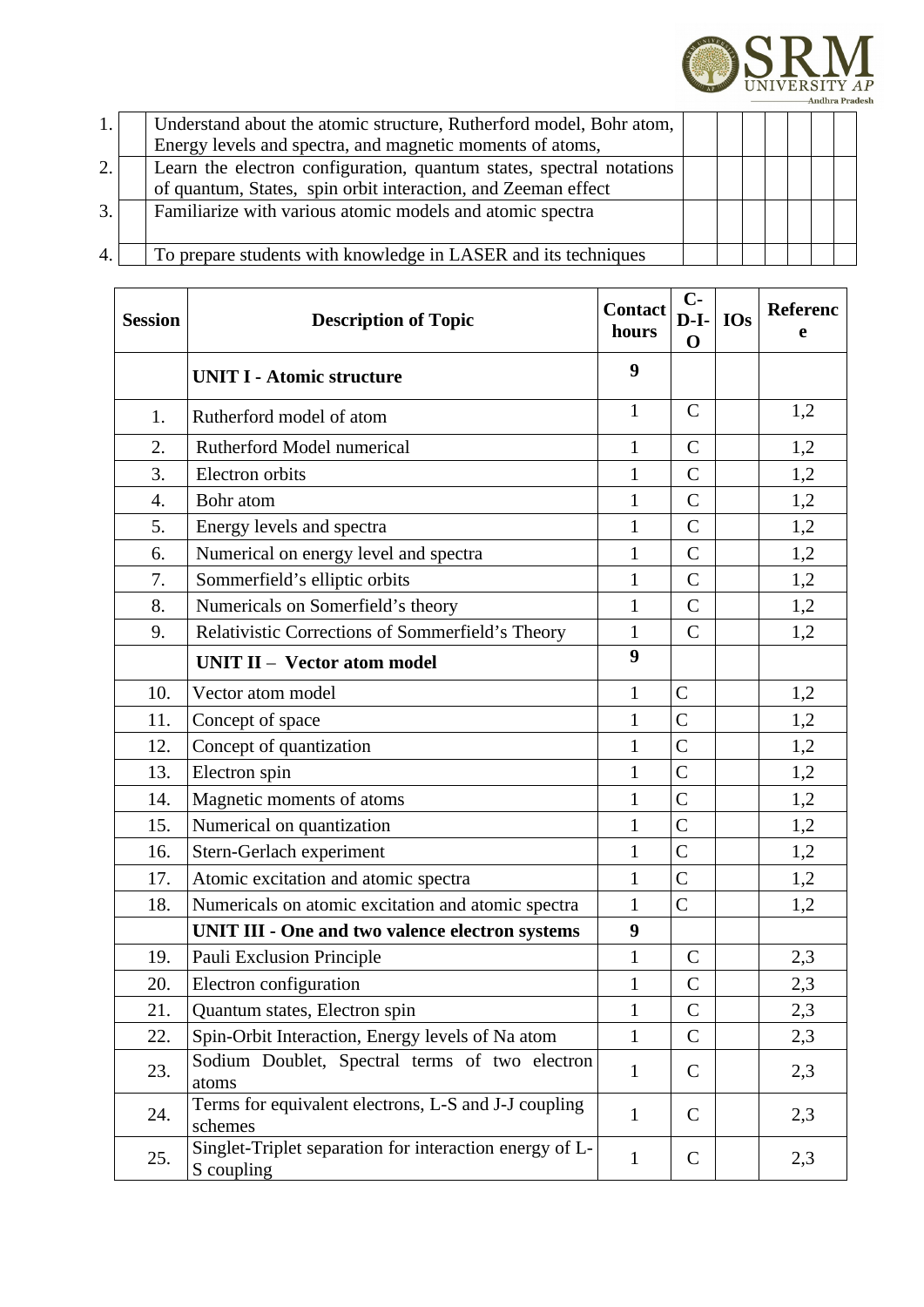| | | | | | | | | | |
|---|---|---|---|---|---|---|---|---|---|
| 1. | | Understand about the atomic structure, Rutherford model, Bohr atom, Energy levels and spectra, and magnetic moments of atoms, | | | | | | | |
| 2. | | Learn the electron configuration, quantum states, spectral notations of quantum, States, spin orbit interaction, and Zeeman effect | | | | | | | |
| 3. | | Familiarize with various atomic models and atomic spectra | | | | | | | |
| 4. | | To prepare students with knowledge in LASER and its techniques | | | | | | | |

| Session | Description of Topic | Contact hours | C-D-I-O | IOs | Reference |
|---|---|---|---|---|---|
| | **UNIT I - Atomic structure** | **9** | | | |
| 1. | Rutherford model of atom | 1 | C | | 1,2 |
| 2. | Rutherford Model numerical | 1 | C | | 1,2 |
| 3. | Electron orbits | 1 | C | | 1,2 |
| 4. | Bohr atom | 1 | C | | 1,2 |
| 5. | Energy levels and spectra | 1 | C | | 1,2 |
| 6. | Numerical on energy level and spectra | 1 | C | | 1,2 |
| 7. | Sommerfield's elliptic orbits | 1 | C | | 1,2 |
| 8. | Numericals on Somerfield's theory | 1 | C | | 1,2 |
| 9. | Relativistic Corrections of Sommerfield's Theory | 1 | C | | 1,2 |
| | **UNIT II – Vector atom model** | **9** | | | |
| 10. | Vector atom model | 1 | C | | 1,2 |
| 11. | Concept of space | 1 | C | | 1,2 |
| 12. | Concept of quantization | 1 | C | | 1,2 |
| 13. | Electron spin | 1 | C | | 1,2 |
| 14. | Magnetic moments of atoms | 1 | C | | 1,2 |
| 15. | Numerical on quantization | 1 | C | | 1,2 |
| 16. | Stern-Gerlach experiment | 1 | C | | 1,2 |
| 17. | Atomic excitation and atomic spectra | 1 | C | | 1,2 |
| 18. | Numericals on atomic excitation and atomic spectra | 1 | C | | 1,2 |
| | **UNIT III - One and two valence electron systems** | **9** | | | |
| 19. | Pauli Exclusion Principle | 1 | C | | 2,3 |
| 20. | Electron configuration | 1 | C | | 2,3 |
| 21. | Quantum states, Electron spin | 1 | C | | 2,3 |
| 22. | Spin-Orbit Interaction, Energy levels of Na atom | 1 | C | | 2,3 |
| 23. | Sodium Doublet, Spectral terms of two electron atoms | 1 | C | | 2,3 |
| 24. | Terms for equivalent electrons, L-S and J-J coupling schemes | 1 | C | | 2,3 |
| 25. | Singlet-Triplet separation for interaction energy of L-S coupling | 1 | C | | 2,3 |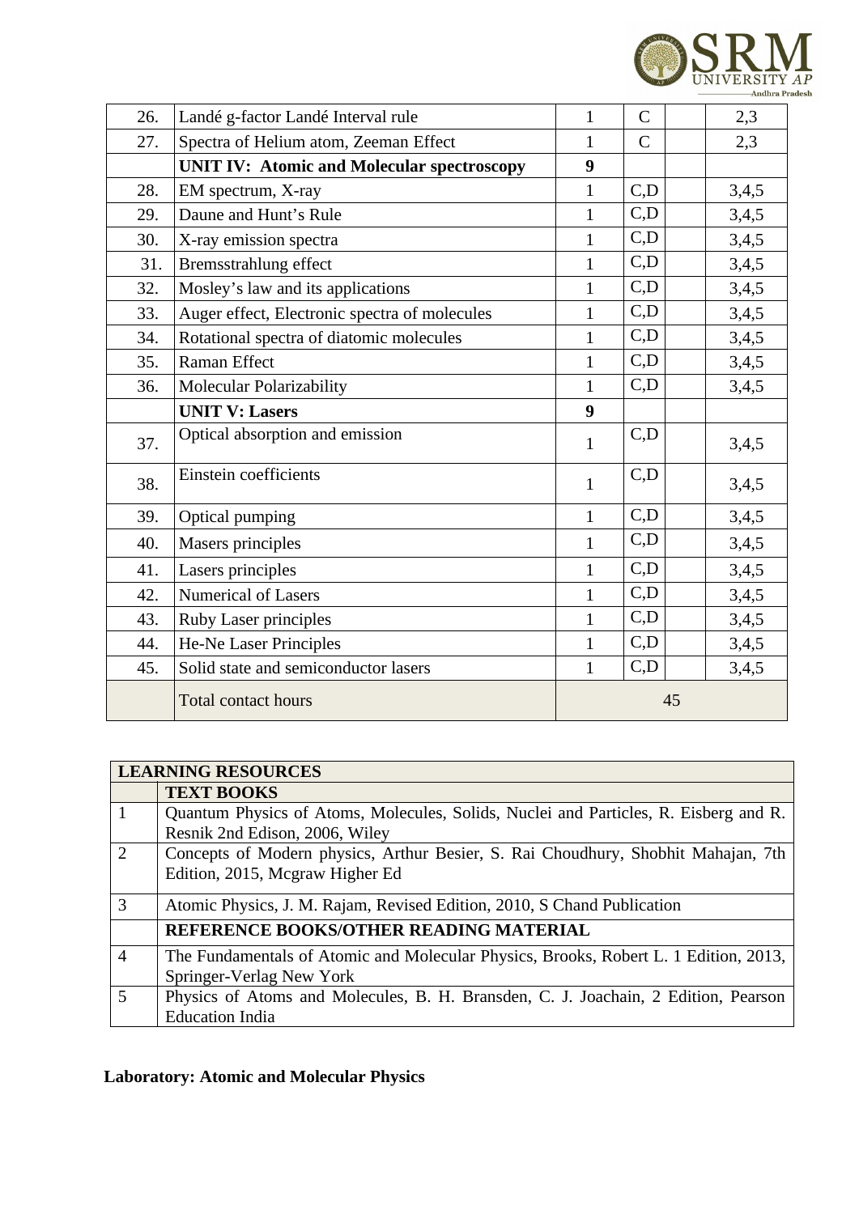| | | | | | |
|---|---|---|---|---|---|
| 26. | Landé g-factor Landé Interval rule | 1 | C | | 2,3 |
| 27. | Spectra of Helium atom, Zeeman Effect | 1 | C | | 2,3 |
| | **UNIT IV: Atomic and Molecular spectroscopy** | **9** | | | |
| 28. | EM spectrum, X-ray | 1 | C,D | | 3,4,5 |
| 29. | Daune and Hunt's Rule | 1 | C,D | | 3,4,5 |
| 30. | X-ray emission spectra | 1 | C,D | | 3,4,5 |
| 31. | Bremsstrahlung effect | 1 | C,D | | 3,4,5 |
| 32. | Mosley's law and its applications | 1 | C,D | | 3,4,5 |
| 33. | Auger effect, Electronic spectra of molecules | 1 | C,D | | 3,4,5 |
| 34. | Rotational spectra of diatomic molecules | 1 | C,D | | 3,4,5 |
| 35. | Raman Effect | 1 | C,D | | 3,4,5 |
| 36. | Molecular Polarizability | 1 | C,D | | 3,4,5 |
| | **UNIT V: Lasers** | **9** | | | |
| 37. | Optical absorption and emission | 1 | C,D | | 3,4,5 |
| 38. | Einstein coefficients | 1 | C,D | | 3,4,5 |
| 39. | Optical pumping | 1 | C,D | | 3,4,5 |
| 40. | Masers principles | 1 | C,D | | 3,4,5 |
| 41. | Lasers principles | 1 | C,D | | 3,4,5 |
| 42. | Numerical of Lasers | 1 | C,D | | 3,4,5 |
| 43. | Ruby Laser principles | 1 | C,D | | 3,4,5 |
| 44. | He-Ne Laser Principles | 1 | C,D | | 3,4,5 |
| 45. | Solid state and semiconductor lasers | 1 | C,D | | 3,4,5 |
| | Total contact hours | 45 | | | |

| **LEARNING RESOURCES** | |
|---|---|
| | **TEXT BOOKS** |
| 1 | Quantum Physics of Atoms, Molecules, Solids, Nuclei and Particles, R. Eisberg and R. Resnik 2nd Edison, 2006, Wiley |
| 2 | Concepts of Modern physics, Arthur Besier, S. Rai Choudhury, Shobhit Mahajan, 7th Edition, 2015, Mcgraw Higher Ed |
| 3 | Atomic Physics, J. M. Rajam, Revised Edition, 2010, S Chand Publication |
| | **REFERENCE BOOKS/OTHER READING MATERIAL** |
| 4 | The Fundamentals of Atomic and Molecular Physics, Brooks, Robert L. 1 Edition, 2013, Springer-Verlag New York |
| 5 | Physics of Atoms and Molecules, B. H. Bransden, C. J. Joachain, 2 Edition, Pearson Education India |

**Laboratory: Atomic and Molecular Physics**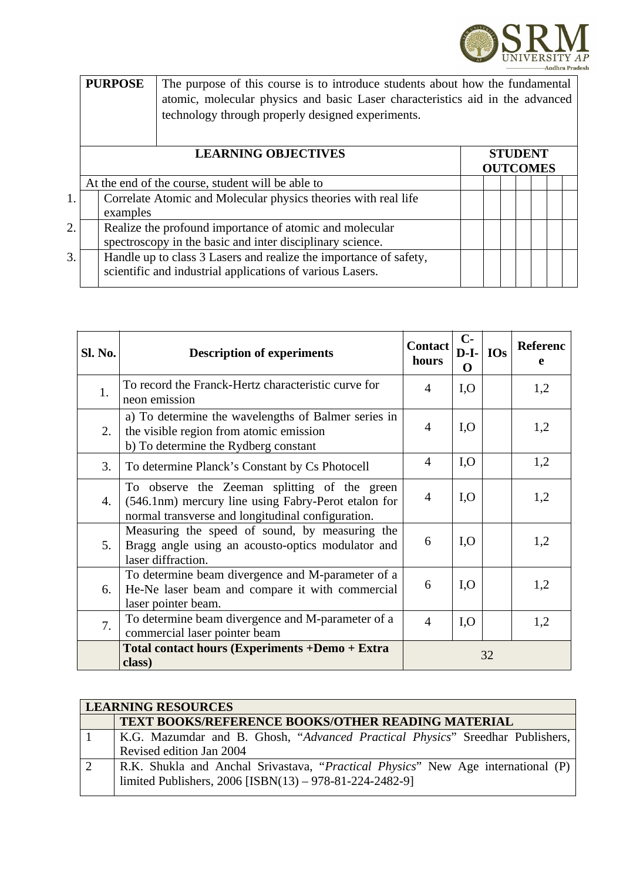| **PURPOSE** | The purpose of this course is to introduce students about how the fundamental atomic, molecular physics and basic Laser characteristics aid in the advanced technology through properly designed experiments. |
|---|---|

| | **LEARNING OBJECTIVES** | **STUDENT OUTCOMES** | | | | | | |
|---|---|---|---|---|---|---|---|---|
| | At the end of the course, student will be able to | | | | | | | |
| 1. | Correlate Atomic and Molecular physics theories with real life examples | | | | | | | |
| 2. | Realize the profound importance of atomic and molecular spectroscopy in the basic and inter disciplinary science. | | | | | | | |
| 3. | Handle up to class 3 Lasers and realize the importance of safety, scientific and industrial applications of various Lasers. | | | | | | | |

| **Sl. No.** | **Description of experiments** | **Contact hours** | **C-D-I-O** | **IOs** | **Reference** |
|---|---|---|---|---|---|
| 1. | To record the Franck-Hertz characteristic curve for neon emission | 4 | I,O | | 1,2 |
| 2. | a) To determine the wavelengths of Balmer series in the visible region from atomic emission<br>b) To determine the Rydberg constant | 4 | I,O | | 1,2 |
| 3. | To determine Planck's Constant by Cs Photocell | 4 | I,O | | 1,2 |
| 4. | To observe the Zeeman splitting of the green (546.1nm) mercury line using Fabry-Perot etalon for normal transverse and longitudinal configuration. | 4 | I,O | | 1,2 |
| 5. | Measuring the speed of sound, by measuring the Bragg angle using an acousto-optics modulator and laser diffraction. | 6 | I,O | | 1,2 |
| 6. | To determine beam divergence and M-parameter of a He-Ne laser beam and compare it with commercial laser pointer beam. | 6 | I,O | | 1,2 |
| 7. | To determine beam divergence and M-parameter of a commercial laser pointer beam | 4 | I,O | | 1,2 |
| | **Total contact hours (Experiments +Demo + Extra class)** | 32 | | | |

| **LEARNING RESOURCES** | |
|---|---|
| | **TEXT BOOKS/REFERENCE BOOKS/OTHER READING MATERIAL** |
| 1 | K.G. Mazumdar and B. Ghosh, "*Advanced Practical Physics*" Sreedhar Publishers, Revised edition Jan 2004 |
| 2 | R.K. Shukla and Anchal Srivastava, "*Practical Physics*" New Age international (P) limited Publishers, 2006 [ISBN(13) – 978-81-224-2482-9] |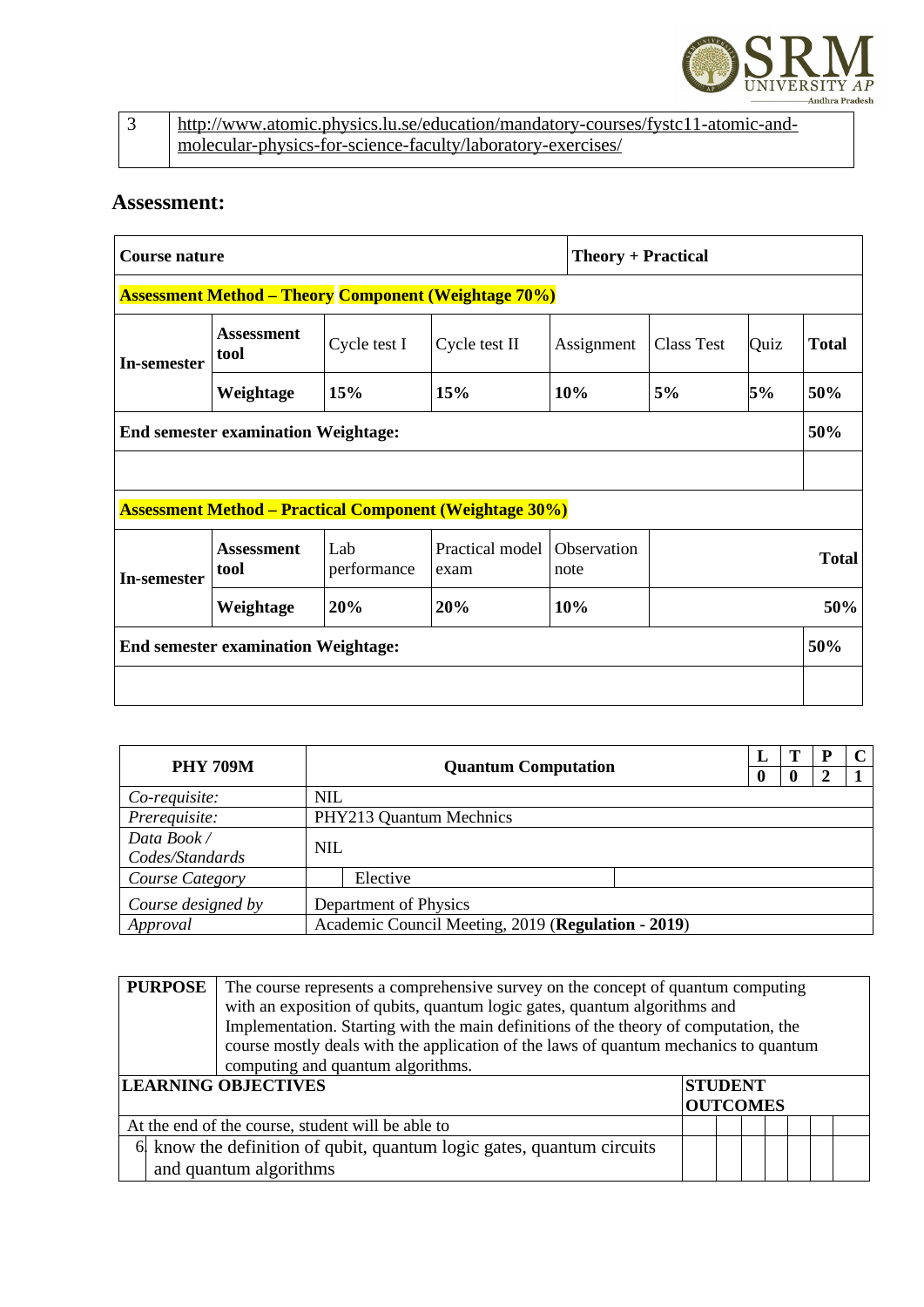| 3 | http://www.atomic.physics.lu.se/education/mandatory-courses/fystc11-atomic-and-molecular-physics-for-science-faculty/laboratory-exercises/ |
|---|---|

## Assessment:

| **Course nature** | | | | **Theory + Practical** | | | |
|---|---|---|---|---|---|---|---|
| **Assessment Method – Theory Component (Weightage 70%)** | | | | | | | |
| **In-semester** | **Assessment tool** | Cycle test I | Cycle test II | Assignment | Class Test | Quiz | **Total** |
| | **Weightage** | **15%** | **15%** | **10%** | **5%** | **5%** | **50%** |
| **End semester examination Weightage:** | | | | | | | **50%** |
| | | | | | | | |
| **Assessment Method – Practical Component (Weightage 30%)** | | | | | | | |
| **In-semester** | **Assessment tool** | Lab performance | Practical model exam | Observation note | | | **Total** |
| | **Weightage** | **20%** | **20%** | **10%** | | | **50%** |
| **End semester examination Weightage:** | | | | | | | **50%** |
| | | | | | | | |

| **PHY 709M** | **Quantum Computation** | **L** | **T** | **P** | **C** |
|---|---|---|---|---|---|
| | | **0** | **0** | **2** | **1** |
| *Co-requisite:* | NIL | | | | |
| *Prerequisite:* | PHY213 Quantum Mechnics | | | | |
| *Data Book / Codes/Standards* | NIL | | | | |
| *Course Category* | Elective | | | | |
| *Course designed by* | Department of Physics | | | | |
| *Approval* | Academic Council Meeting, 2019 (**Regulation - 2019**) | | | | |

| **PURPOSE** | The course represents a comprehensive survey on the concept of quantum computing with an exposition of qubits, quantum logic gates, quantum algorithms and Implementation. Starting with the main definitions of the theory of computation, the course mostly deals with the application of the laws of quantum mechanics to quantum computing and quantum algorithms. | | | | | | | |
|---|---|---|---|---|---|---|---|---|
| **LEARNING OBJECTIVES** | | **STUDENT OUTCOMES** | | | | | | |
| At the end of the course, student will be able to | | | | | | | | |
| 6. | know the definition of qubit, quantum logic gates, quantum circuits and quantum algorithms | | | | | | | |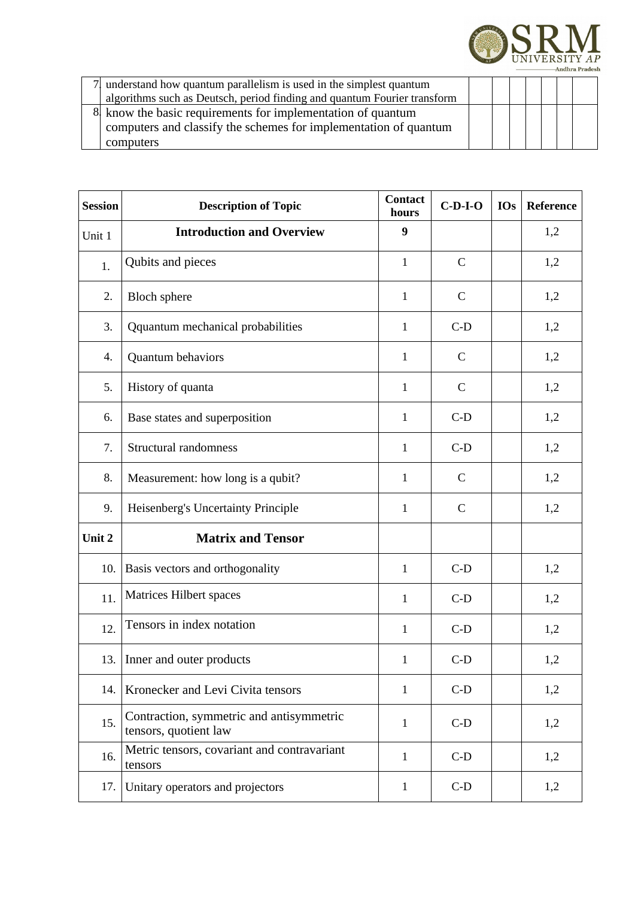| | | | | | | | | |
|---|---|---|---|---|---|---|---|---|
| 7. | understand how quantum parallelism is used in the simplest quantum algorithms such as Deutsch, period finding and quantum Fourier transform | | | | | | | |
| 8. | know the basic requirements for implementation of quantum computers and classify the schemes for implementation of quantum computers | | | | | | | |

| Session | Description of Topic | Contact hours | C-D-I-O | IOs | Reference |
|---|---|---|---|---|---|
| Unit 1 | **Introduction and Overview** | 9 | | | 1,2 |
| 1. | Qubits and pieces | 1 | C | | 1,2 |
| 2. | Bloch sphere | 1 | C | | 1,2 |
| 3. | Qquantum mechanical probabilities | 1 | C-D | | 1,2 |
| 4. | Quantum behaviors | 1 | C | | 1,2 |
| 5. | History of quanta | 1 | C | | 1,2 |
| 6. | Base states and superposition | 1 | C-D | | 1,2 |
| 7. | Structural randomness | 1 | C-D | | 1,2 |
| 8. | Measurement: how long is a qubit? | 1 | C | | 1,2 |
| 9. | Heisenberg's Uncertainty Principle | 1 | C | | 1,2 |
| **Unit 2** | **Matrix and Tensor** | | | | |
| 10. | Basis vectors and orthogonality | 1 | C-D | | 1,2 |
| 11. | Matrices Hilbert spaces | 1 | C-D | | 1,2 |
| 12. | Tensors in index notation | 1 | C-D | | 1,2 |
| 13. | Inner and outer products | 1 | C-D | | 1,2 |
| 14. | Kronecker and Levi Civita tensors | 1 | C-D | | 1,2 |
| 15. | Contraction, symmetric and antisymmetric tensors, quotient law | 1 | C-D | | 1,2 |
| 16. | Metric tensors, covariant and contravariant tensors | 1 | C-D | | 1,2 |
| 17. | Unitary operators and projectors | 1 | C-D | | 1,2 |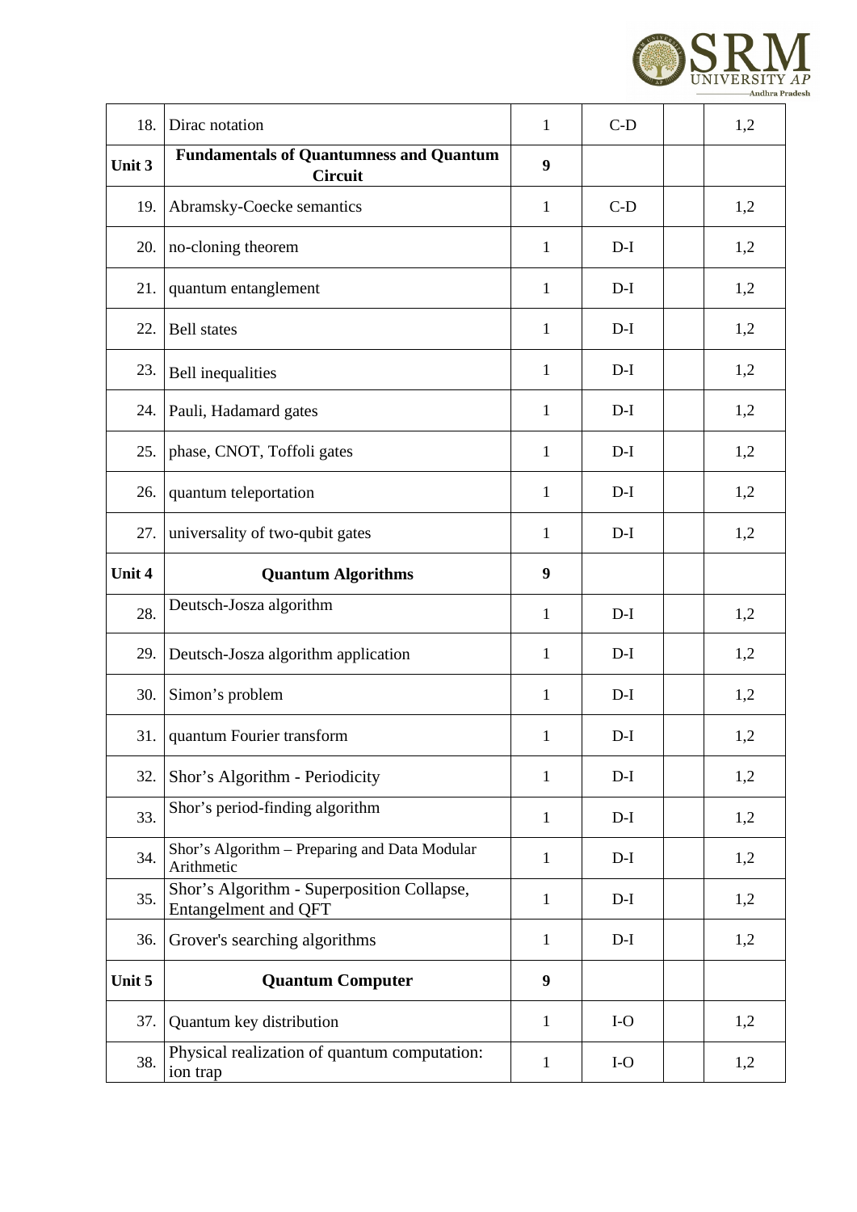| | | | | | |
|---|---|---|---|---|---|
| 18. | Dirac notation | 1 | C-D | | 1,2 |
| **Unit 3** | **Fundamentals of Quantumness and Quantum Circuit** | **9** | | | |
| 19. | Abramsky-Coecke semantics | 1 | C-D | | 1,2 |
| 20. | no-cloning theorem | 1 | D-I | | 1,2 |
| 21. | quantum entanglement | 1 | D-I | | 1,2 |
| 22. | Bell states | 1 | D-I | | 1,2 |
| 23. | Bell inequalities | 1 | D-I | | 1,2 |
| 24. | Pauli, Hadamard gates | 1 | D-I | | 1,2 |
| 25. | phase, CNOT, Toffoli gates | 1 | D-I | | 1,2 |
| 26. | quantum teleportation | 1 | D-I | | 1,2 |
| 27. | universality of two-qubit gates | 1 | D-I | | 1,2 |
| **Unit 4** | **Quantum Algorithms** | **9** | | | |
| 28. | Deutsch-Josza algorithm | 1 | D-I | | 1,2 |
| 29. | Deutsch-Josza algorithm application | 1 | D-I | | 1,2 |
| 30. | Simon's problem | 1 | D-I | | 1,2 |
| 31. | quantum Fourier transform | 1 | D-I | | 1,2 |
| 32. | Shor's Algorithm - Periodicity | 1 | D-I | | 1,2 |
| 33. | Shor's period-finding algorithm | 1 | D-I | | 1,2 |
| 34. | Shor's Algorithm – Preparing and Data Modular Arithmetic | 1 | D-I | | 1,2 |
| 35. | Shor's Algorithm - Superposition Collapse, Entangelment and QFT | 1 | D-I | | 1,2 |
| 36. | Grover's searching algorithms | 1 | D-I | | 1,2 |
| **Unit 5** | **Quantum Computer** | **9** | | | |
| 37. | Quantum key distribution | 1 | I-O | | 1,2 |
| 38. | Physical realization of quantum computation: ion trap | 1 | I-O | | 1,2 |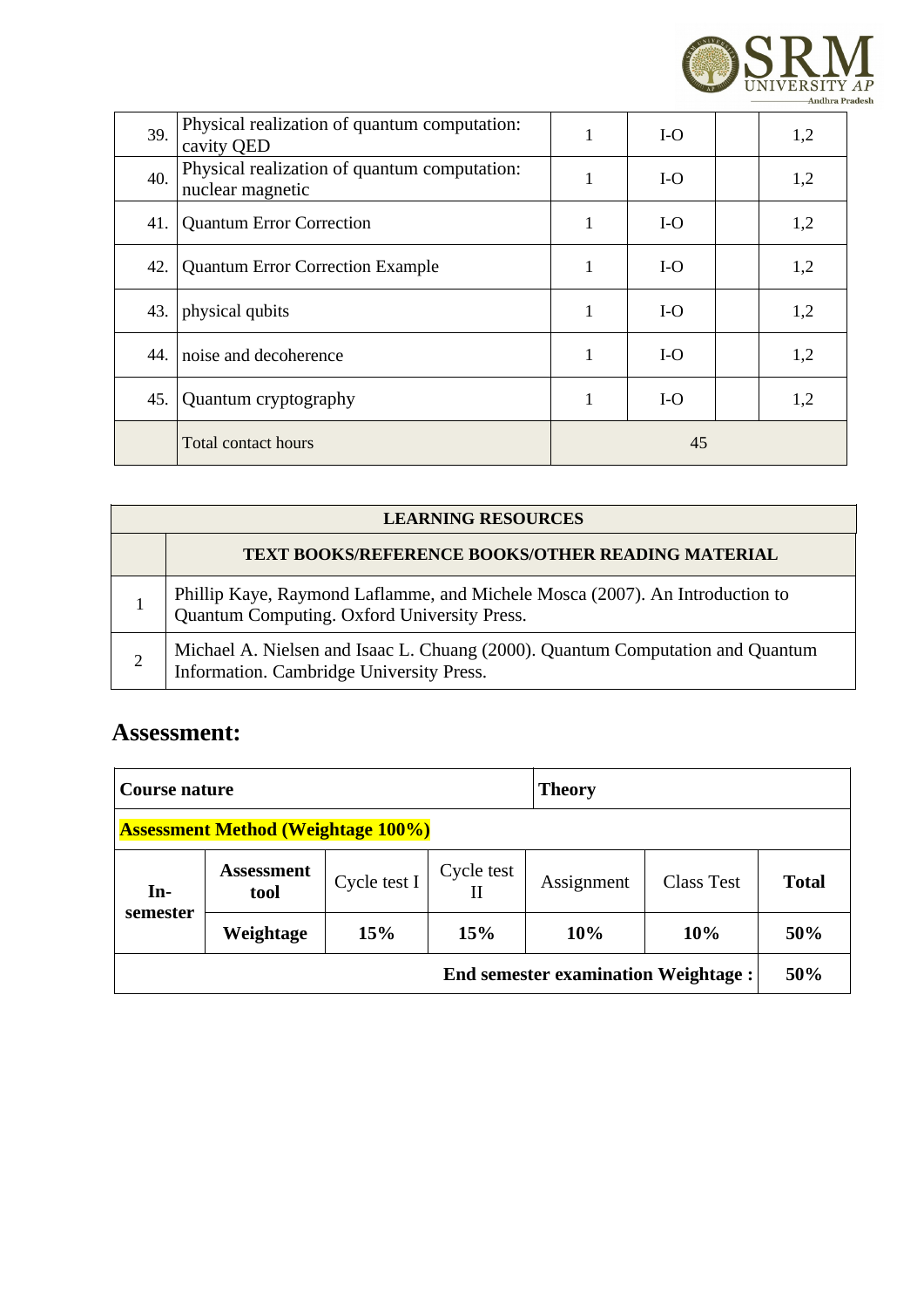| | | | | | |
|---|---|---|---|---|---|
| 39. | Physical realization of quantum computation: cavity QED | 1 | I-O | | 1,2 |
| 40. | Physical realization of quantum computation: nuclear magnetic | 1 | I-O | | 1,2 |
| 41. | Quantum Error Correction | 1 | I-O | | 1,2 |
| 42. | Quantum Error Correction Example | 1 | I-O | | 1,2 |
| 43. | physical qubits | 1 | I-O | | 1,2 |
| 44. | noise and decoherence | 1 | I-O | | 1,2 |
| 45. | Quantum cryptography | 1 | I-O | | 1,2 |
| | Total contact hours | 45 | | | |

| LEARNING RESOURCES | |
|---|---|
| | **TEXT BOOKS/REFERENCE BOOKS/OTHER READING MATERIAL** |
| 1 | Phillip Kaye, Raymond Laflamme, and Michele Mosca (2007). An Introduction to Quantum Computing. Oxford University Press. |
| 2 | Michael A. Nielsen and Isaac L. Chuang (2000). Quantum Computation and Quantum Information. Cambridge University Press. |

## Assessment:

| **Course nature** | | | | **Theory** | | |
|---|---|---|---|---|---|---|
| **Assessment Method (Weightage 100%)** | | | | | | |
| **In-semester** | **Assessment tool** | Cycle test I | Cycle test II | Assignment | Class Test | **Total** |
| | **Weightage** | **15%** | **15%** | **10%** | **10%** | **50%** |
| **End semester examination Weightage :** | | | | | | **50%** |